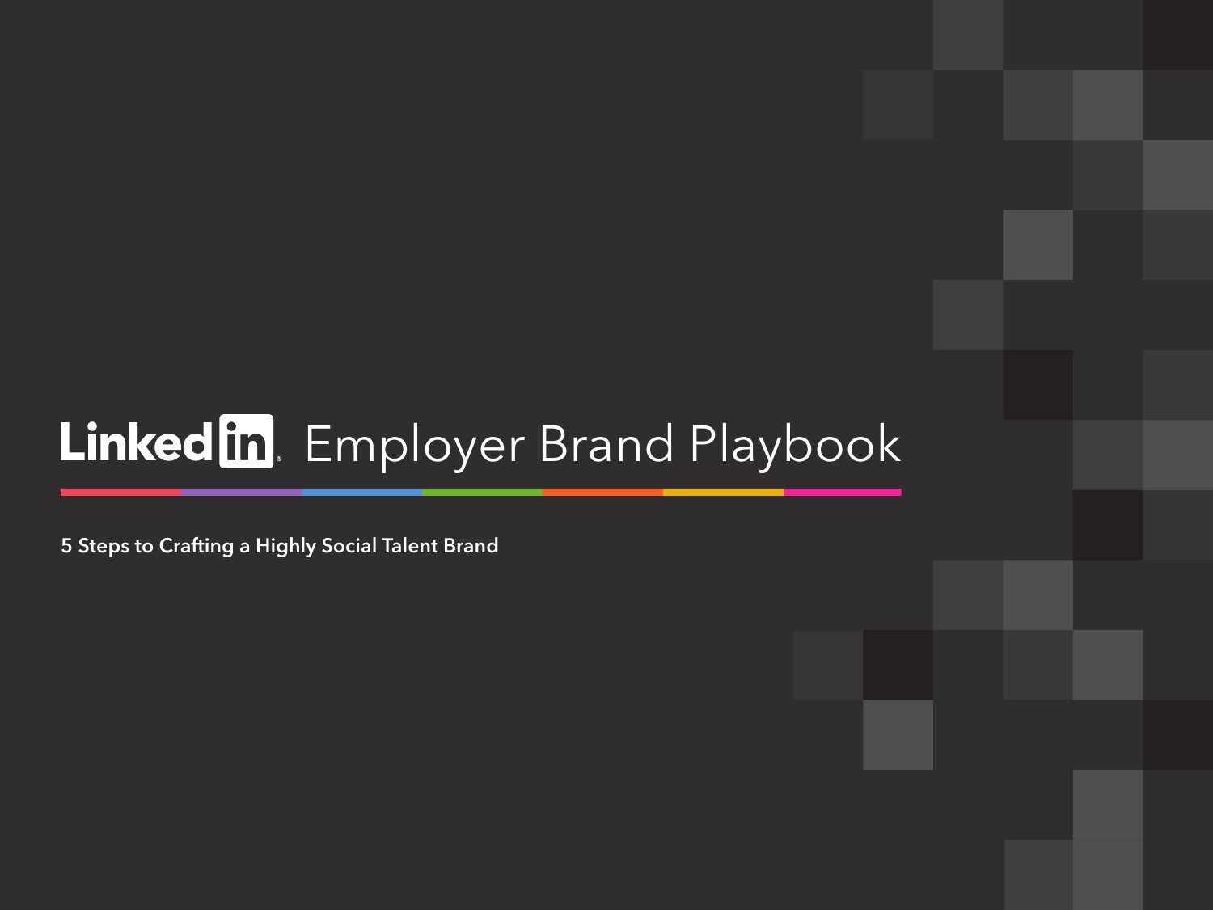# LinkedIn Employer Brand Playbook

**5 Steps to Crafting a Highly Social Talent Brand**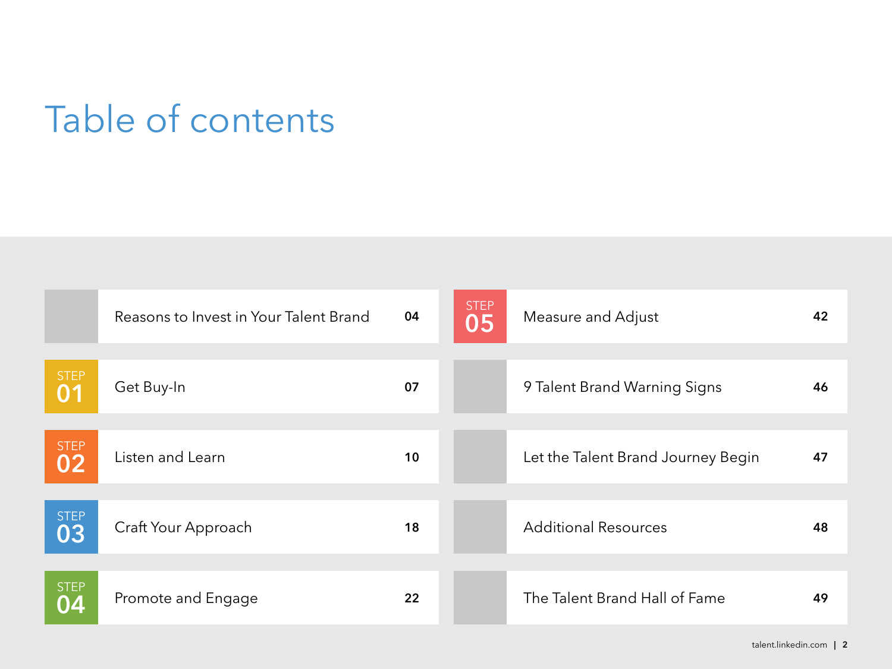# Table of contents

| | | |
|---|---|---|
| | Reasons to Invest in Your Talent Brand | 04 |
| STEP 01 | Get Buy-In | 07 |
| STEP 02 | Listen and Learn | 10 |
| STEP 03 | Craft Your Approach | 18 |
| STEP 04 | Promote and Engage | 22 |
| STEP 05 | Measure and Adjust | 42 |
| | 9 Talent Brand Warning Signs | 46 |
| | Let the Talent Brand Journey Begin | 47 |
| | Additional Resources | 48 |
| | The Talent Brand Hall of Fame | 49 |

talent.linkedin.com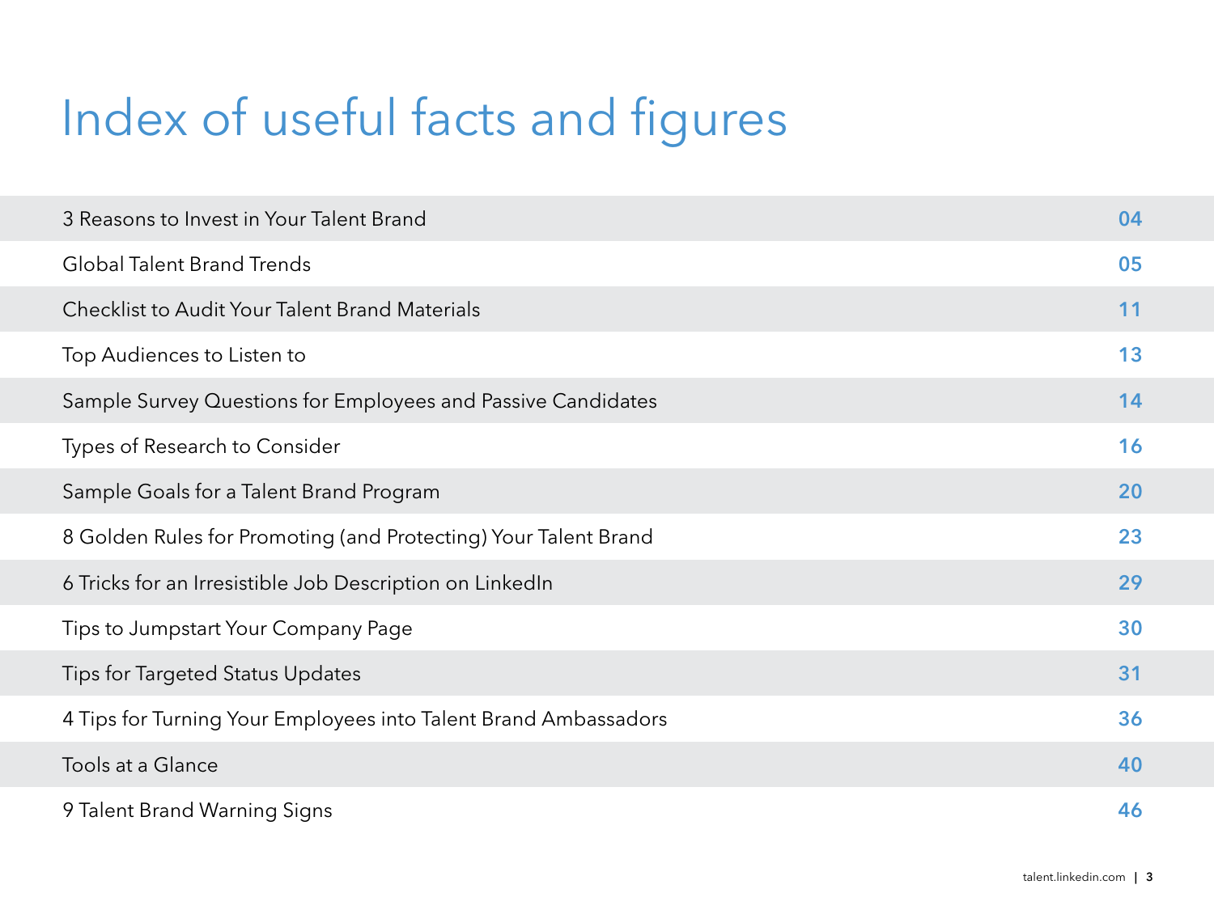# Index of useful facts and figures

| | |
|---|---|
| 3 Reasons to Invest in Your Talent Brand | 04 |
| Global Talent Brand Trends | 05 |
| Checklist to Audit Your Talent Brand Materials | 11 |
| Top Audiences to Listen to | 13 |
| Sample Survey Questions for Employees and Passive Candidates | 14 |
| Types of Research to Consider | 16 |
| Sample Goals for a Talent Brand Program | 20 |
| 8 Golden Rules for Promoting (and Protecting) Your Talent Brand | 23 |
| 6 Tricks for an Irresistible Job Description on LinkedIn | 29 |
| Tips to Jumpstart Your Company Page | 30 |
| Tips for Targeted Status Updates | 31 |
| 4 Tips for Turning Your Employees into Talent Brand Ambassadors | 36 |
| Tools at a Glance | 40 |
| 9 Talent Brand Warning Signs | 46 |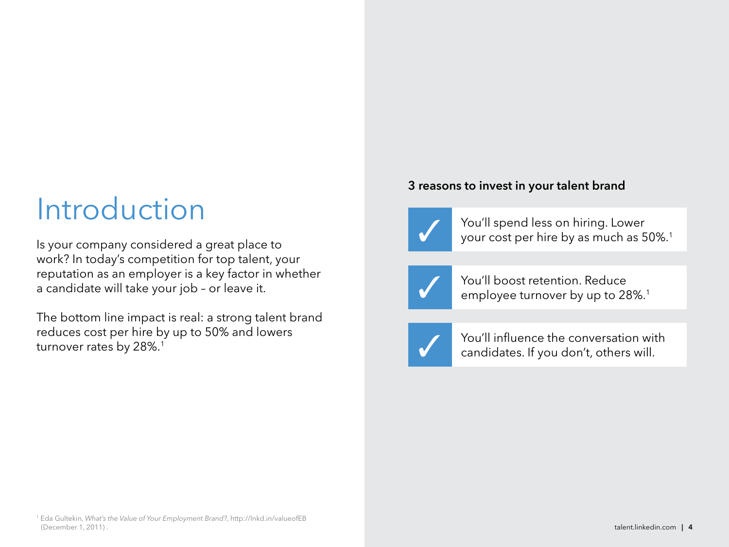# Introduction

Is your company considered a great place to work? In today's competition for top talent, your reputation as an employer is a key factor in whether a candidate will take your job – or leave it.

The bottom line impact is real: a strong talent brand reduces cost per hire by up to 50% and lowers turnover rates by 28%.[1]

**3 reasons to invest in your talent brand**

- ✓ You'll spend less on hiring. Lower your cost per hire by as much as 50%.[1]
- ✓ You'll boost retention. Reduce employee turnover by up to 28%.[1]
- ✓ You'll influence the conversation with candidates. If you don't, others will.

[1] Eda Gultekin, *What's the Value of Your Employment Brand?*, http://lnkd.in/valueofEB (December 1, 2011) .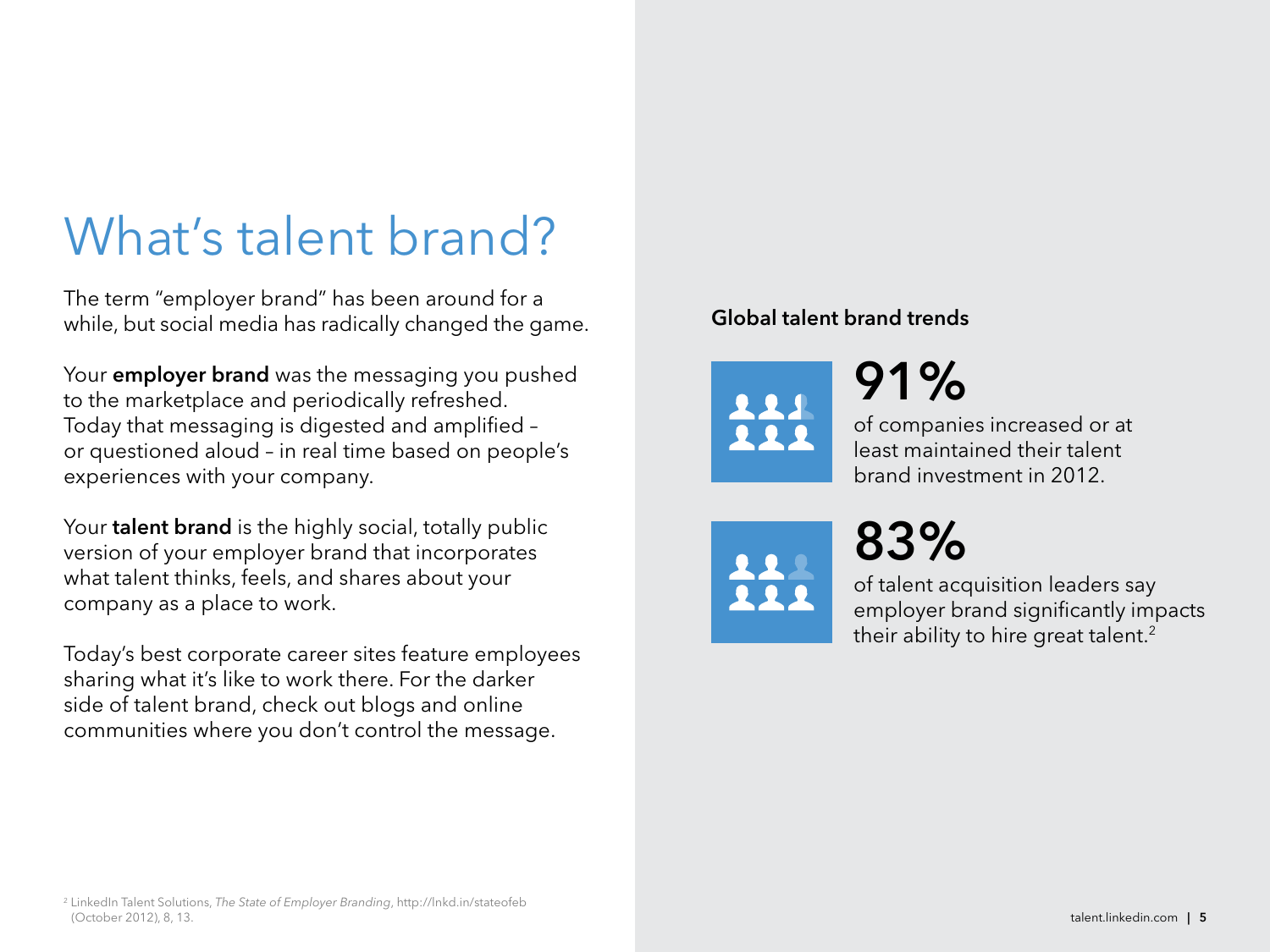# What's talent brand?

The term "employer brand" has been around for a while, but social media has radically changed the game.

Your **employer brand** was the messaging you pushed to the marketplace and periodically refreshed. Today that messaging is digested and amplified – or questioned aloud – in real time based on people's experiences with your company.

Your **talent brand** is the highly social, totally public version of your employer brand that incorporates what talent thinks, feels, and shares about your company as a place to work.

Today's best corporate career sites feature employees sharing what it's like to work there. For the darker side of talent brand, check out blogs and online communities where you don't control the message.

**Global talent brand trends**

# 91%

of companies increased or at least maintained their talent brand investment in 2012.

# 83%

of talent acquisition leaders say employer brand significantly impacts their ability to hire great talent.[2]

[2] LinkedIn Talent Solutions, *The State of Employer Branding*, http://lnkd.in/stateofeb (October 2012), 8, 13.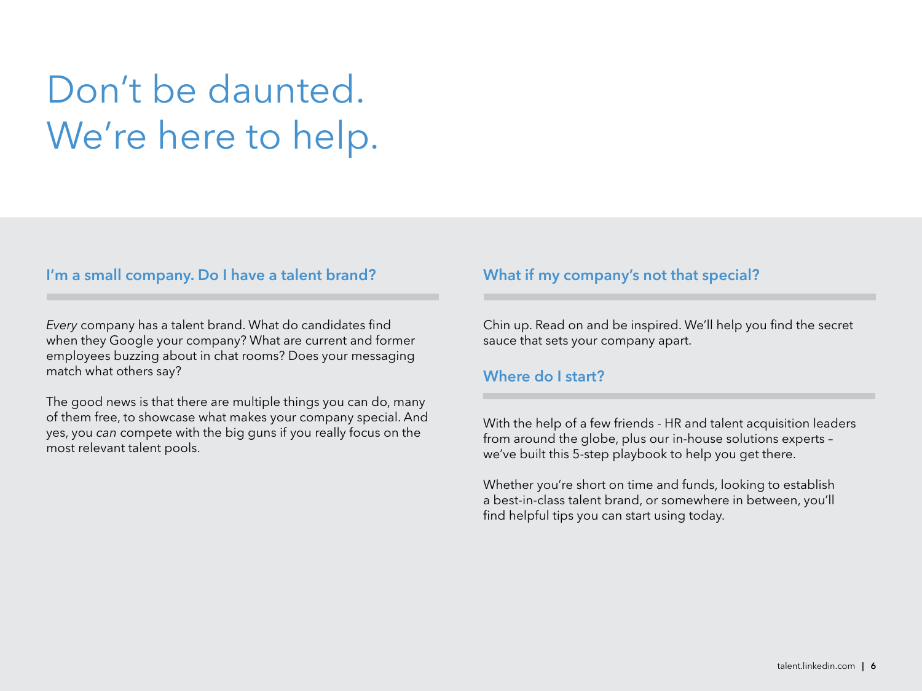# Don't be daunted. We're here to help.

## I'm a small company. Do I have a talent brand?

*Every* company has a talent brand. What do candidates find when they Google your company? What are current and former employees buzzing about in chat rooms? Does your messaging match what others say?

The good news is that there are multiple things you can do, many of them free, to showcase what makes your company special. And yes, you *can* compete with the big guns if you really focus on the most relevant talent pools.

## What if my company's not that special?

Chin up. Read on and be inspired. We'll help you find the secret sauce that sets your company apart.

## Where do I start?

With the help of a few friends - HR and talent acquisition leaders from around the globe, plus our in-house solutions experts – we've built this 5-step playbook to help you get there.

Whether you're short on time and funds, looking to establish a best-in-class talent brand, or somewhere in between, you'll find helpful tips you can start using today.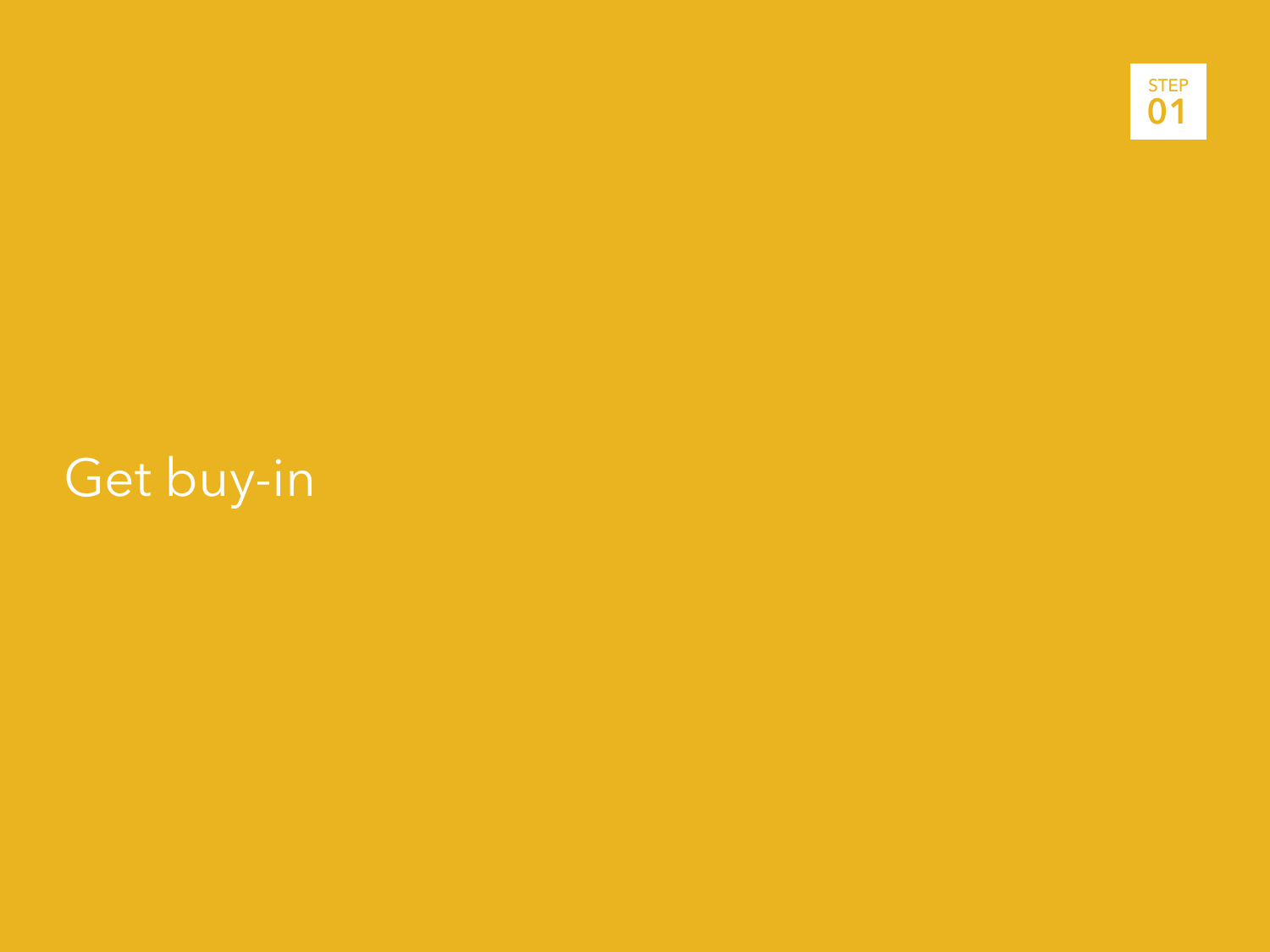STEP 01

# Get buy-in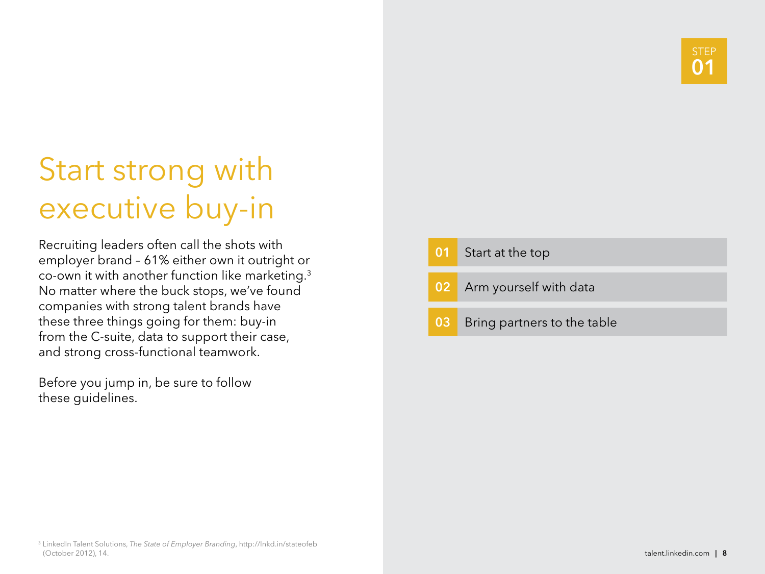STEP 01

# Start strong with executive buy-in

Recruiting leaders often call the shots with employer brand – 61% either own it outright or co-own it with another function like marketing.[3] No matter where the buck stops, we've found companies with strong talent brands have these three things going for them: buy-in from the C-suite, data to support their case, and strong cross-functional teamwork.

Before you jump in, be sure to follow these guidelines.

- **01** Start at the top
- **02** Arm yourself with data
- **03** Bring partners to the table

[3] LinkedIn Talent Solutions, *The State of Employer Branding*, http://lnkd.in/stateofeb (October 2012), 14.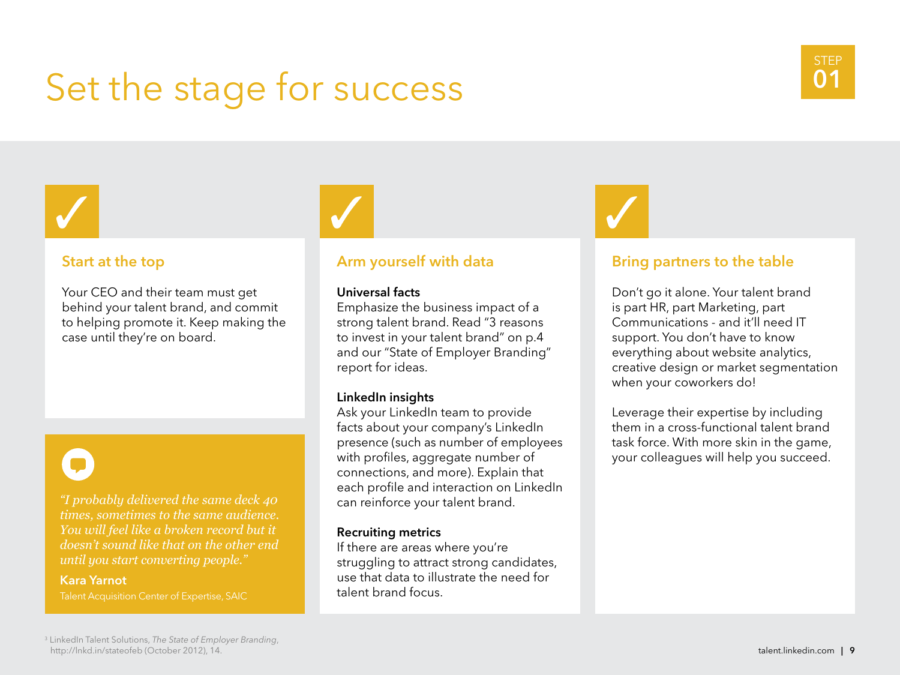# Set the stage for success

STEP 01

## Start at the top

Your CEO and their team must get behind your talent brand, and commit to helping promote it. Keep making the case until they're on board.

> *"I probably delivered the same deck 40 times, sometimes to the same audience. You will feel like a broken record but it doesn't sound like that on the other end until you start converting people."*
>
> **Kara Yarnot**
> Talent Acquisition Center of Expertise, SAIC

## Arm yourself with data

**Universal facts**
Emphasize the business impact of a strong talent brand. Read "3 reasons to invest in your talent brand" on p.4 and our "State of Employer Branding" report for ideas.

**LinkedIn insights**
Ask your LinkedIn team to provide facts about your company's LinkedIn presence (such as number of employees with profiles, aggregate number of connections, and more). Explain that each profile and interaction on LinkedIn can reinforce your talent brand.

**Recruiting metrics**
If there are areas where you're struggling to attract strong candidates, use that data to illustrate the need for talent brand focus.

## Bring partners to the table

Don't go it alone. Your talent brand is part HR, part Marketing, part Communications - and it'll need IT support. You don't have to know everything about website analytics, creative design or market segmentation when your coworkers do!

Leverage their expertise by including them in a cross-functional talent brand task force. With more skin in the game, your colleagues will help you succeed.

[3] LinkedIn Talent Solutions, *The State of Employer Branding*, http://lnkd.in/stateofeb (October 2012), 14.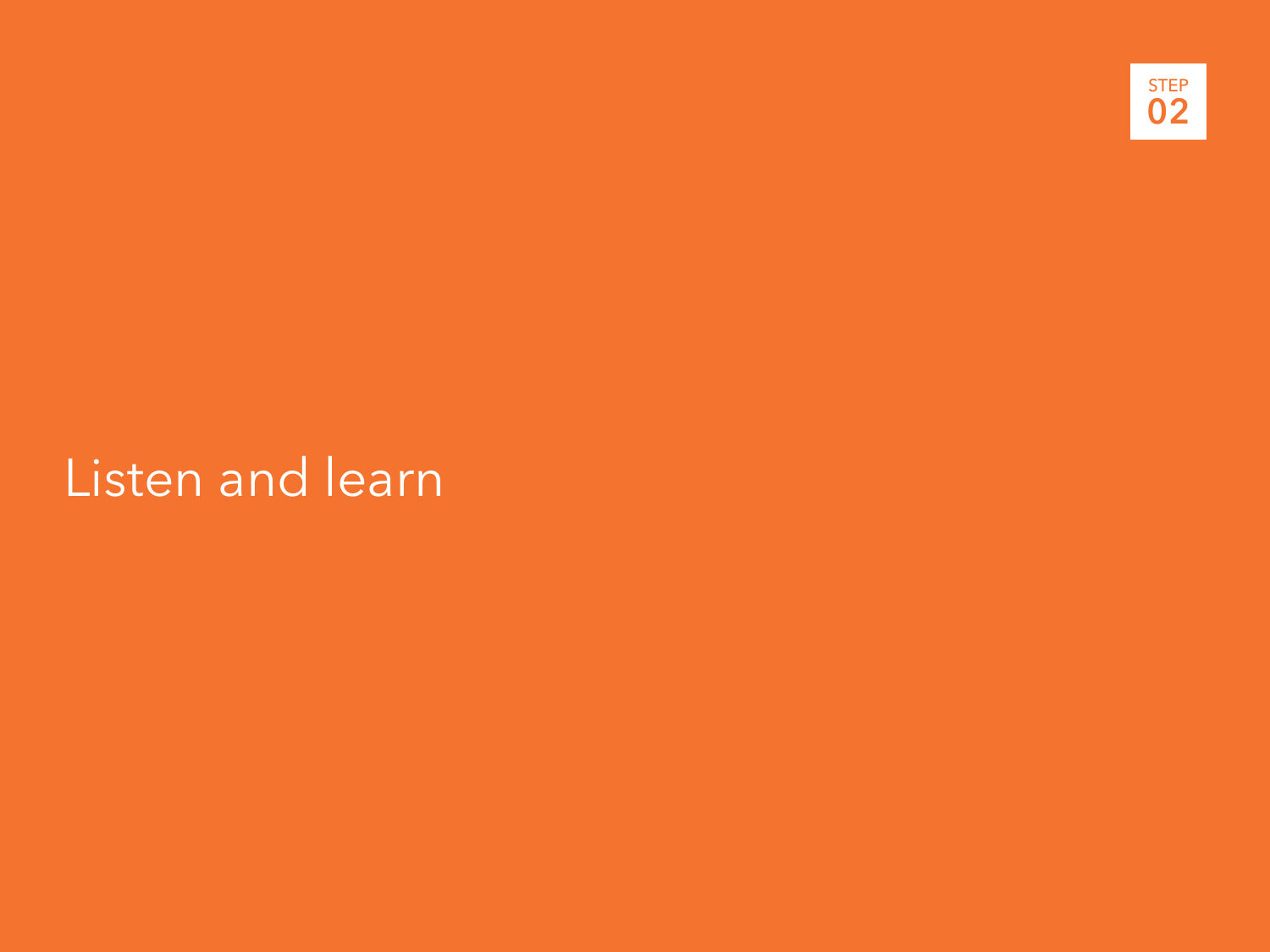STEP 02

# Listen and learn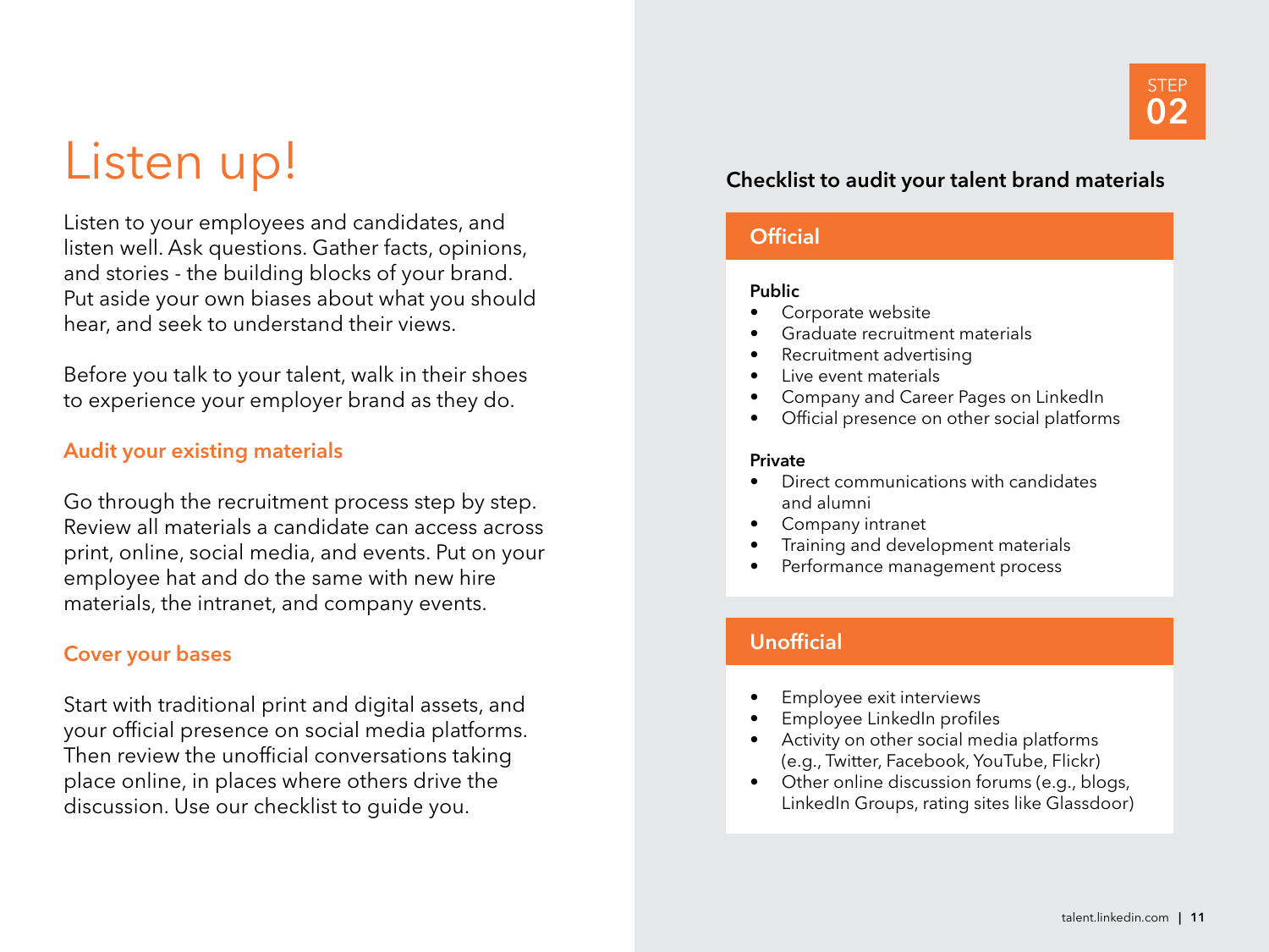# Listen up!

Listen to your employees and candidates, and listen well. Ask questions. Gather facts, opinions, and stories - the building blocks of your brand. Put aside your own biases about what you should hear, and seek to understand their views.

Before you talk to your talent, walk in their shoes to experience your employer brand as they do.

## Audit your existing materials

Go through the recruitment process step by step. Review all materials a candidate can access across print, online, social media, and events. Put on your employee hat and do the same with new hire materials, the intranet, and company events.

## Cover your bases

Start with traditional print and digital assets, and your official presence on social media platforms. Then review the unofficial conversations taking place online, in places where others drive the discussion. Use our checklist to guide you.

STEP 02

### Checklist to audit your talent brand materials

#### Official

**Public**

- Corporate website
- Graduate recruitment materials
- Recruitment advertising
- Live event materials
- Company and Career Pages on LinkedIn
- Official presence on other social platforms

**Private**

- Direct communications with candidates and alumni
- Company intranet
- Training and development materials
- Performance management process

#### Unofficial

- Employee exit interviews
- Employee LinkedIn profiles
- Activity on other social media platforms (e.g., Twitter, Facebook, YouTube, Flickr)
- Other online discussion forums (e.g., blogs, LinkedIn Groups, rating sites like Glassdoor)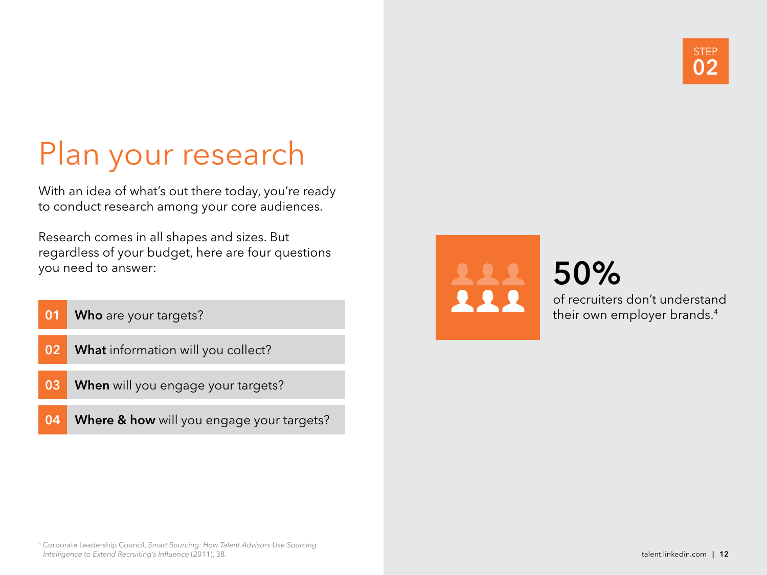STEP 02

# Plan your research

With an idea of what's out there today, you're ready to conduct research among your core audiences.

Research comes in all shapes and sizes. But regardless of your budget, here are four questions you need to answer:

01 **Who** are your targets?

02 **What** information will you collect?

03 **When** will you engage your targets?

04 **Where & how** will you engage your targets?

**50%**

of recruiters don't understand their own employer brands.[4]

[4] Corporate Leadership Council, *Smart Sourcing: How Talent Advisors Use Sourcing Intelligence to Extend Recruiting's Influence* (2011), 38.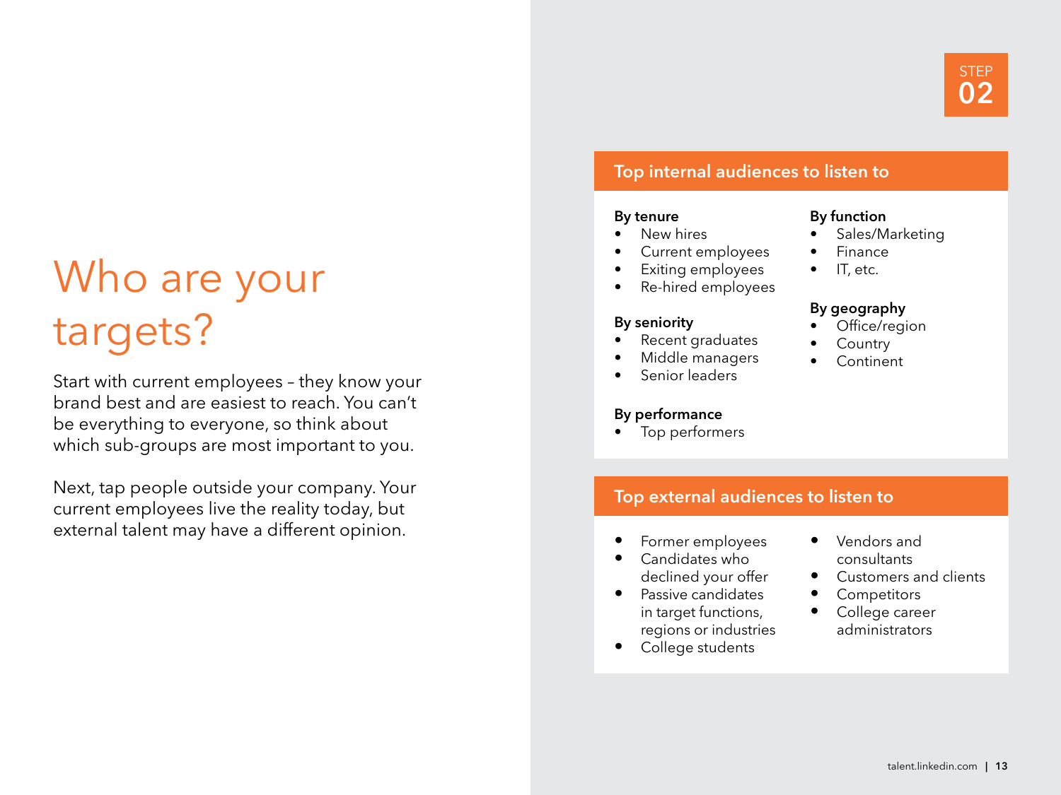STEP 02

# Who are your targets?

Start with current employees – they know your brand best and are easiest to reach. You can't be everything to everyone, so think about which sub-groups are most important to you.

Next, tap people outside your company. Your current employees live the reality today, but external talent may have a different opinion.

## Top internal audiences to listen to

**By tenure**
- New hires
- Current employees
- Exiting employees
- Re-hired employees

**By seniority**
- Recent graduates
- Middle managers
- Senior leaders

**By performance**
- Top performers

**By function**
- Sales/Marketing
- Finance
- IT, etc.

**By geography**
- Office/region
- Country
- Continent

## Top external audiences to listen to

- Former employees
- Candidates who declined your offer
- Passive candidates in target functions, regions or industries
- College students
- Vendors and consultants
- Customers and clients
- Competitors
- College career administrators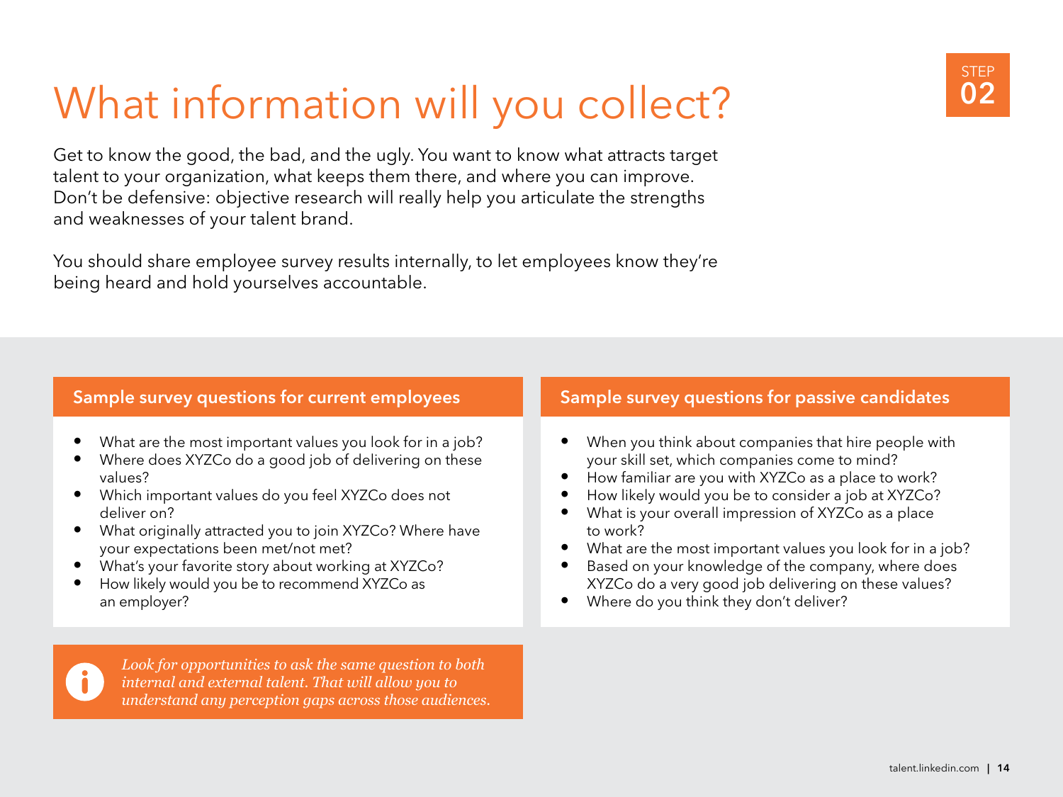# What information will you collect?

STEP 02

Get to know the good, the bad, and the ugly. You want to know what attracts target talent to your organization, what keeps them there, and where you can improve. Don't be defensive: objective research will really help you articulate the strengths and weaknesses of your talent brand.

You should share employee survey results internally, to let employees know they're being heard and hold yourselves accountable.

### Sample survey questions for current employees

- What are the most important values you look for in a job?
- Where does XYZCo do a good job of delivering on these values?
- Which important values do you feel XYZCo does not deliver on?
- What originally attracted you to join XYZCo? Where have your expectations been met/not met?
- What's your favorite story about working at XYZCo?
- How likely would you be to recommend XYZCo as an employer?

### Sample survey questions for passive candidates

- When you think about companies that hire people with your skill set, which companies come to mind?
- How familiar are you with XYZCo as a place to work?
- How likely would you be to consider a job at XYZCo?
- What is your overall impression of XYZCo as a place to work?
- What are the most important values you look for in a job?
- Based on your knowledge of the company, where does XYZCo do a very good job delivering on these values?
- Where do you think they don't deliver?

*Look for opportunities to ask the same question to both internal and external talent. That will allow you to understand any perception gaps across those audiences.*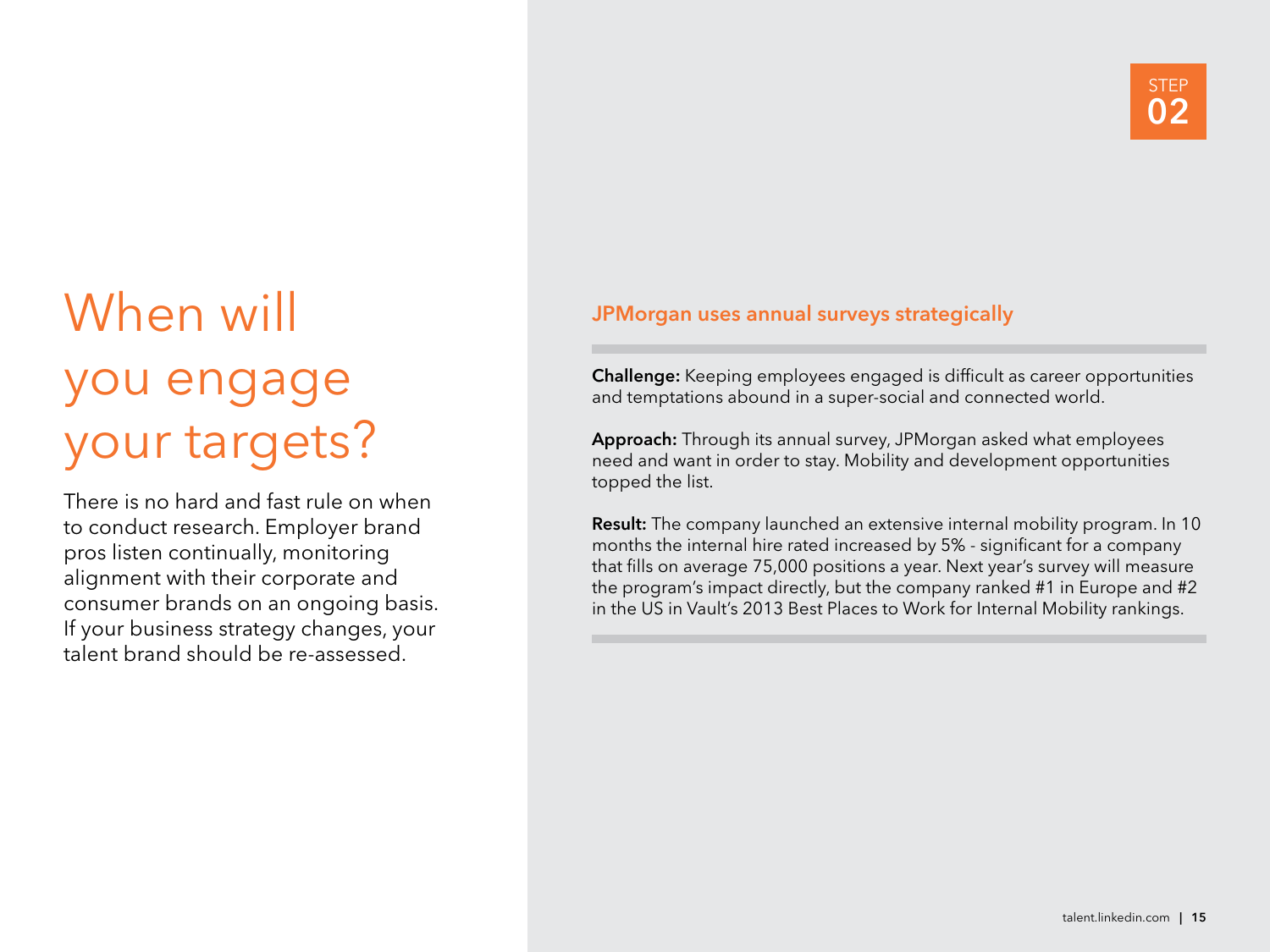STEP 02

# When will you engage your targets?

There is no hard and fast rule on when to conduct research. Employer brand pros listen continually, monitoring alignment with their corporate and consumer brands on an ongoing basis. If your business strategy changes, your talent brand should be re-assessed.

## JPMorgan uses annual surveys strategically

**Challenge:** Keeping employees engaged is difficult as career opportunities and temptations abound in a super-social and connected world.

**Approach:** Through its annual survey, JPMorgan asked what employees need and want in order to stay. Mobility and development opportunities topped the list.

**Result:** The company launched an extensive internal mobility program. In 10 months the internal hire rated increased by 5% - significant for a company that fills on average 75,000 positions a year. Next year's survey will measure the program's impact directly, but the company ranked #1 in Europe and #2 in the US in Vault's 2013 Best Places to Work for Internal Mobility rankings.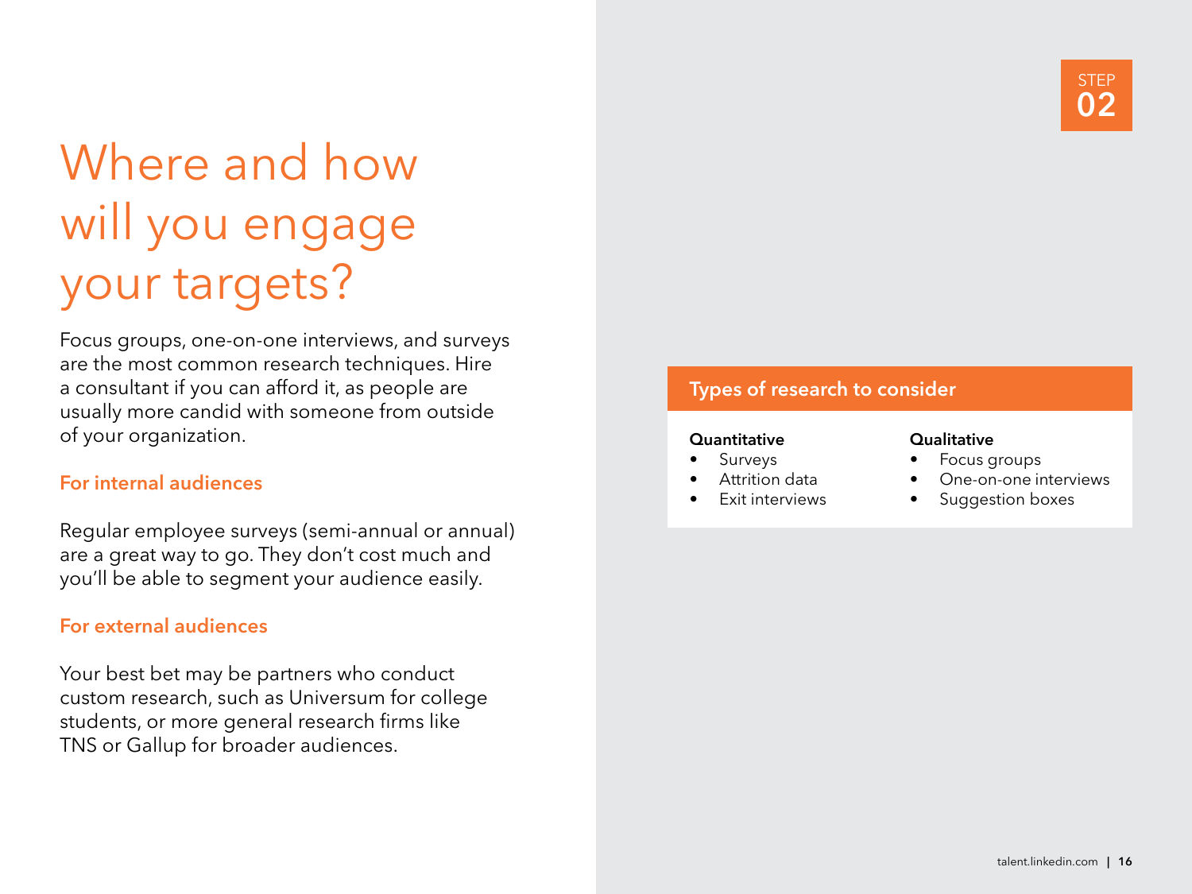STEP 02

# Where and how will you engage your targets?

Focus groups, one-on-one interviews, and surveys are the most common research techniques. Hire a consultant if you can afford it, as people are usually more candid with someone from outside of your organization.

### For internal audiences

Regular employee surveys (semi-annual or annual) are a great way to go. They don't cost much and you'll be able to segment your audience easily.

### For external audiences

Your best bet may be partners who conduct custom research, such as Universum for college students, or more general research firms like TNS or Gallup for broader audiences.

### Types of research to consider

**Quantitative**

- Surveys
- Attrition data
- Exit interviews

**Qualitative**

- Focus groups
- One-on-one interviews
- Suggestion boxes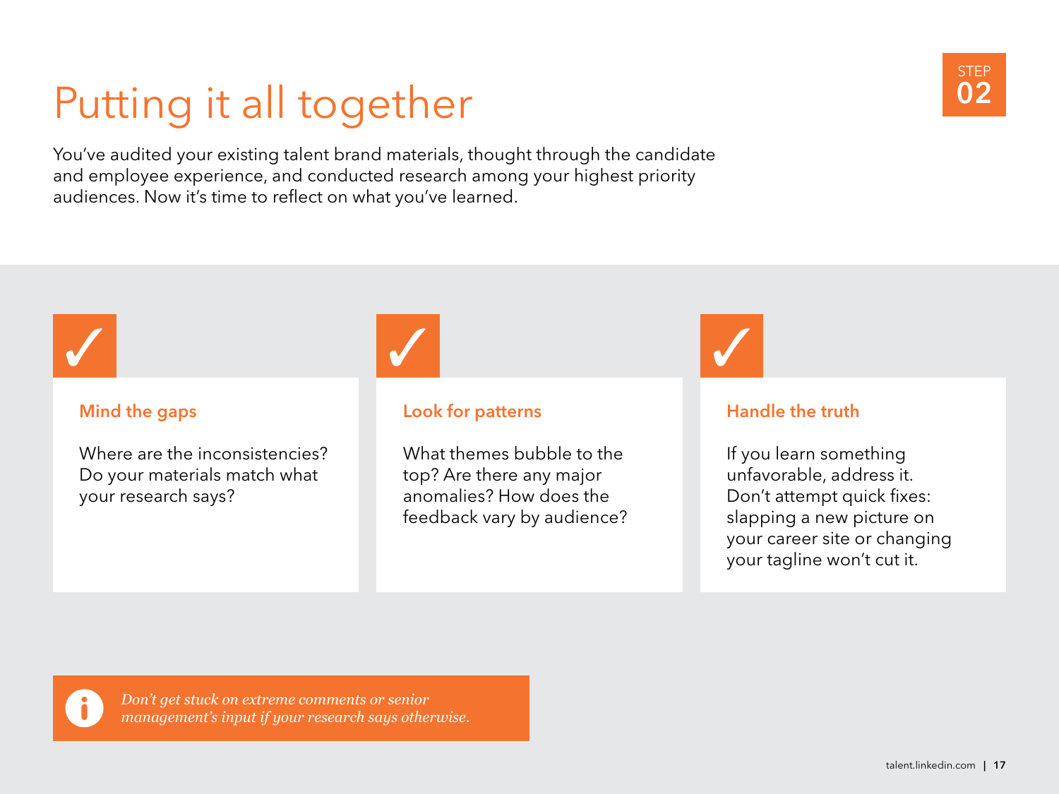# Putting it all together

STEP 02

You've audited your existing talent brand materials, thought through the candidate and employee experience, and conducted research among your highest priority audiences. Now it's time to reflect on what you've learned.

### Mind the gaps

Where are the inconsistencies? Do your materials match what your research says?

### Look for patterns

What themes bubble to the top? Are there any major anomalies? How does the feedback vary by audience?

### Handle the truth

If you learn something unfavorable, address it. Don't attempt quick fixes: slapping a new picture on your career site or changing your tagline won't cut it.

*Don't get stuck on extreme comments or senior management's input if your research says otherwise.*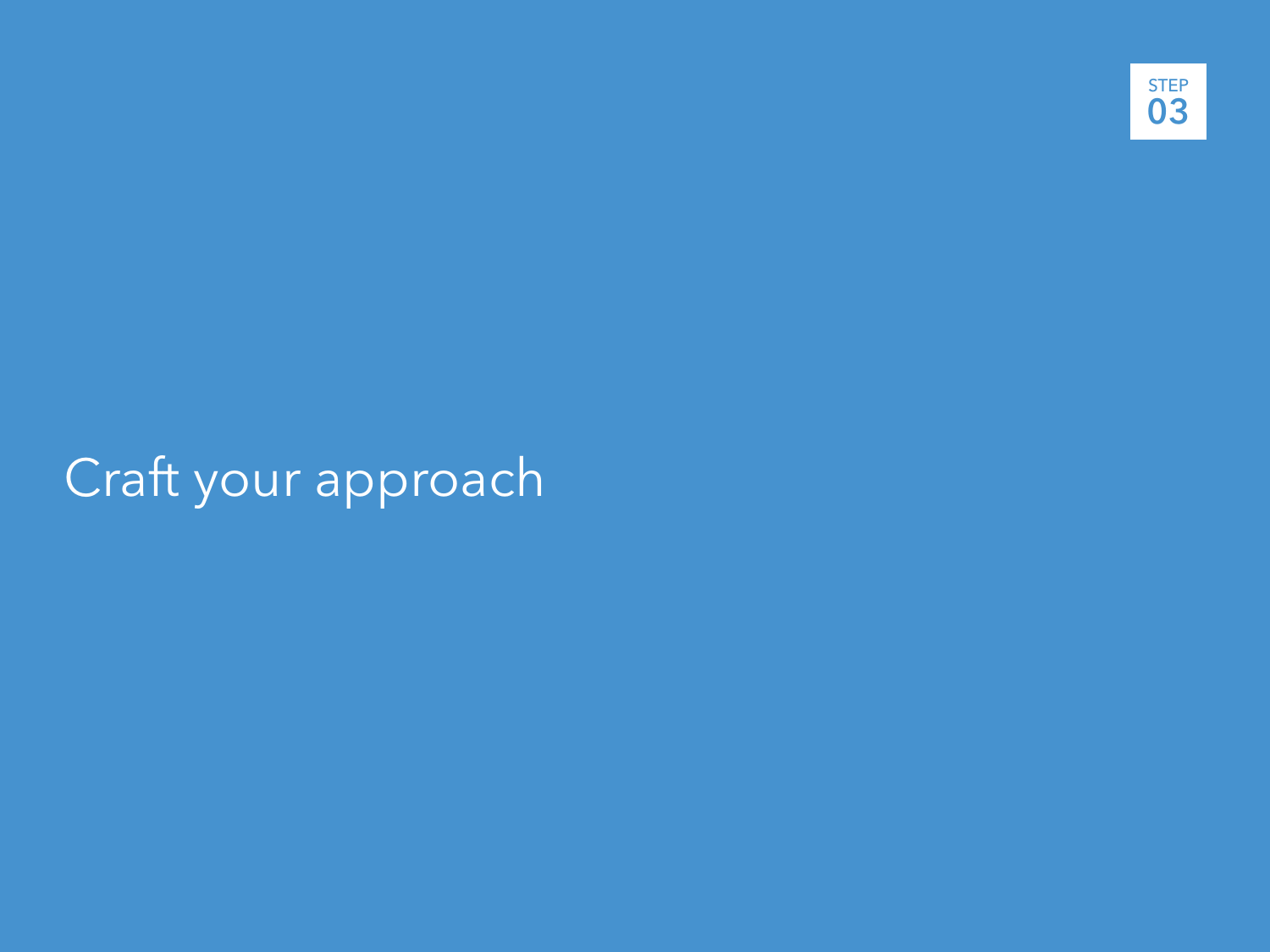STEP 03

# Craft your approach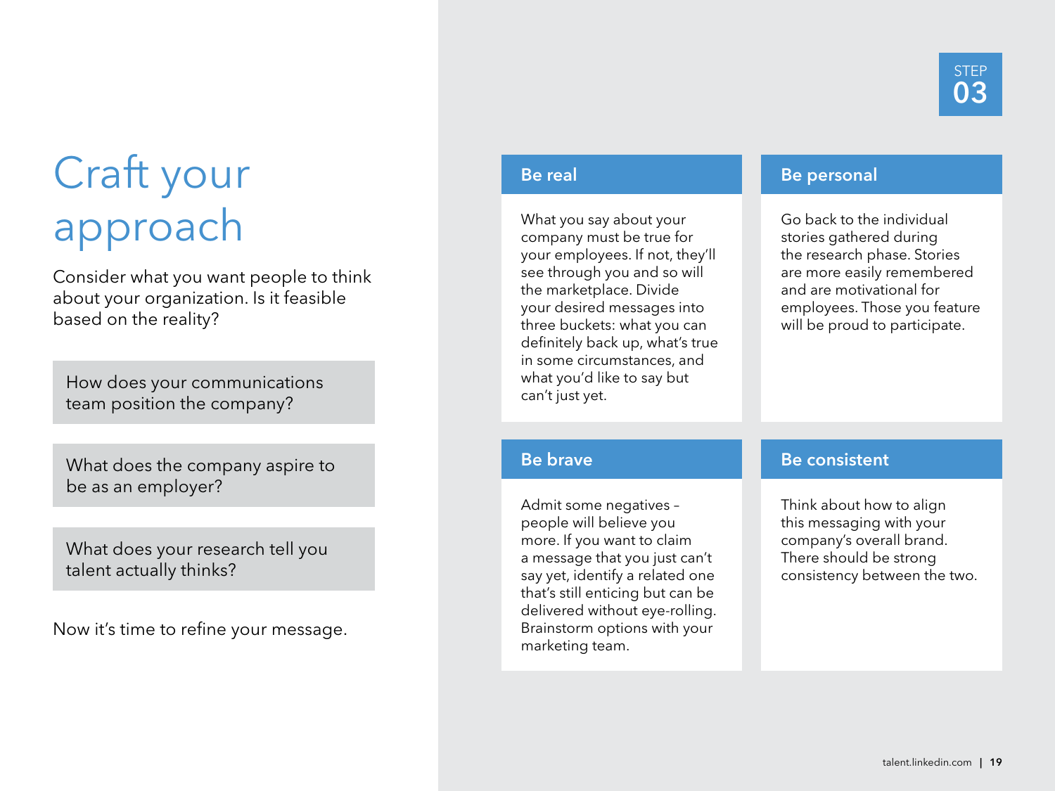STEP 03

# Craft your approach

Consider what you want people to think about your organization. Is it feasible based on the reality?

How does your communications team position the company?

What does the company aspire to be as an employer?

What does your research tell you talent actually thinks?

Now it's time to refine your message.

### Be real

What you say about your company must be true for your employees. If not, they'll see through you and so will the marketplace. Divide your desired messages into three buckets: what you can definitely back up, what's true in some circumstances, and what you'd like to say but can't just yet.

### Be personal

Go back to the individual stories gathered during the research phase. Stories are more easily remembered and are motivational for employees. Those you feature will be proud to participate.

### Be brave

Admit some negatives – people will believe you more. If you want to claim a message that you just can't say yet, identify a related one that's still enticing but can be delivered without eye-rolling. Brainstorm options with your marketing team.

### Be consistent

Think about how to align this messaging with your company's overall brand. There should be strong consistency between the two.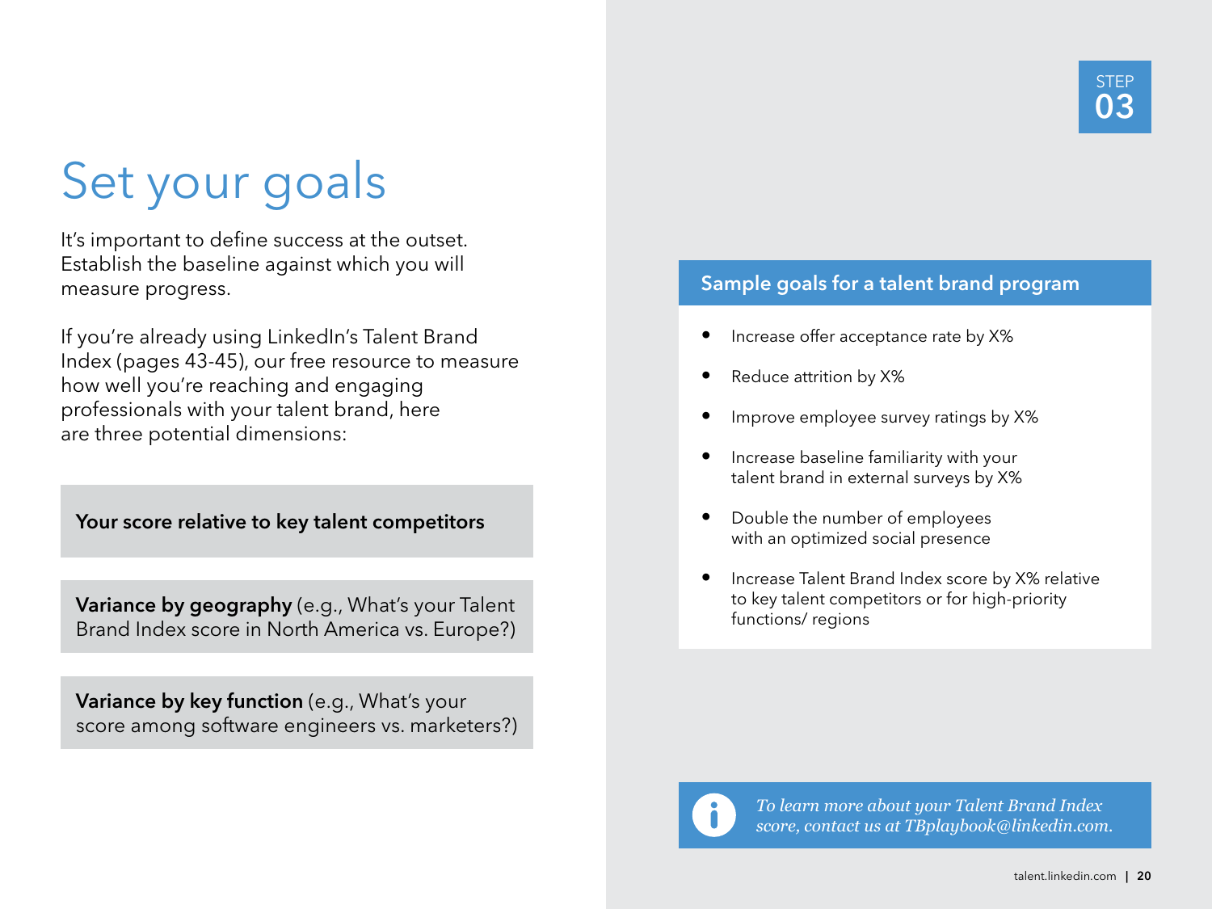STEP 03

# Set your goals

It's important to define success at the outset. Establish the baseline against which you will measure progress.

If you're already using LinkedIn's Talent Brand Index (pages 43-45), our free resource to measure how well you're reaching and engaging professionals with your talent brand, here are three potential dimensions:

**Your score relative to key talent competitors**

**Variance by geography** (e.g., What's your Talent Brand Index score in North America vs. Europe?)

**Variance by key function** (e.g., What's your score among software engineers vs. marketers?)

## Sample goals for a talent brand program

- Increase offer acceptance rate by X%
- Reduce attrition by X%
- Improve employee survey ratings by X%
- Increase baseline familiarity with your talent brand in external surveys by X%
- Double the number of employees with an optimized social presence
- Increase Talent Brand Index score by X% relative to key talent competitors or for high-priority functions/ regions

*To learn more about your Talent Brand Index score, contact us at TBplaybook@linkedin.com.*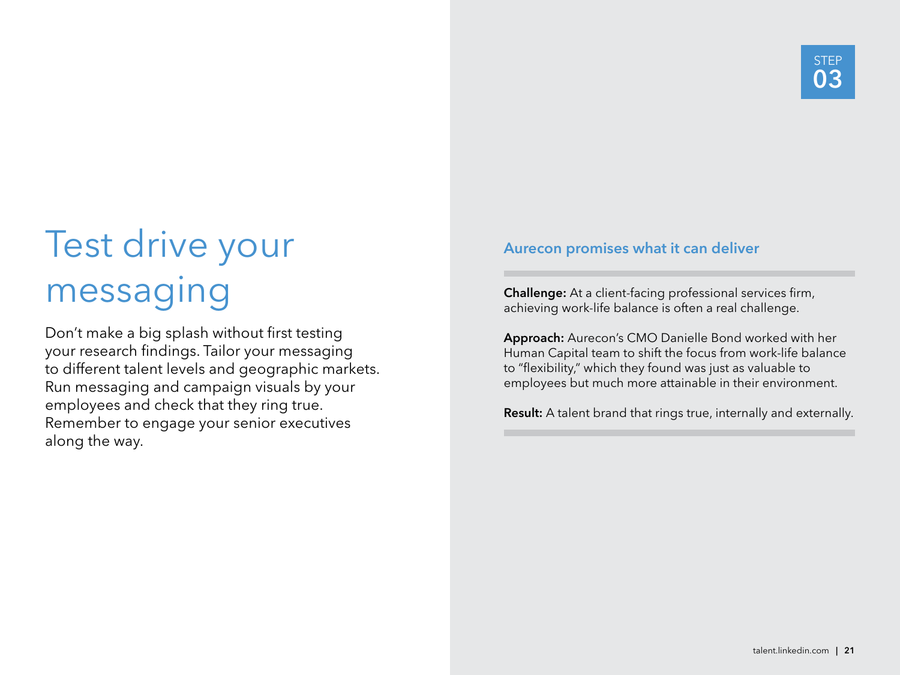STEP 03

# Test drive your messaging

Don't make a big splash without first testing your research findings. Tailor your messaging to different talent levels and geographic markets. Run messaging and campaign visuals by your employees and check that they ring true. Remember to engage your senior executives along the way.

### Aurecon promises what it can deliver

**Challenge:** At a client-facing professional services firm, achieving work-life balance is often a real challenge.

**Approach:** Aurecon's CMO Danielle Bond worked with her Human Capital team to shift the focus from work-life balance to "flexibility," which they found was just as valuable to employees but much more attainable in their environment.

**Result:** A talent brand that rings true, internally and externally.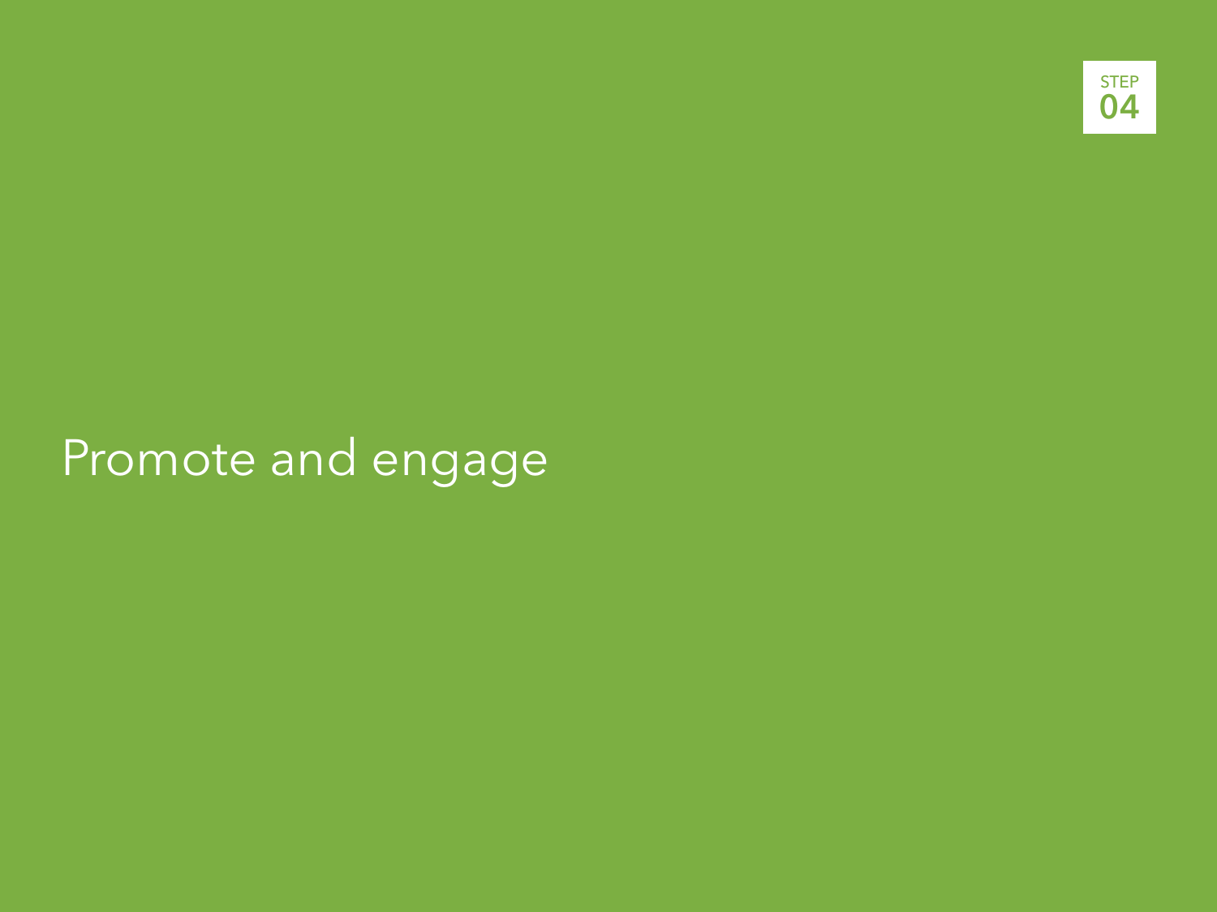STEP 04

# Promote and engage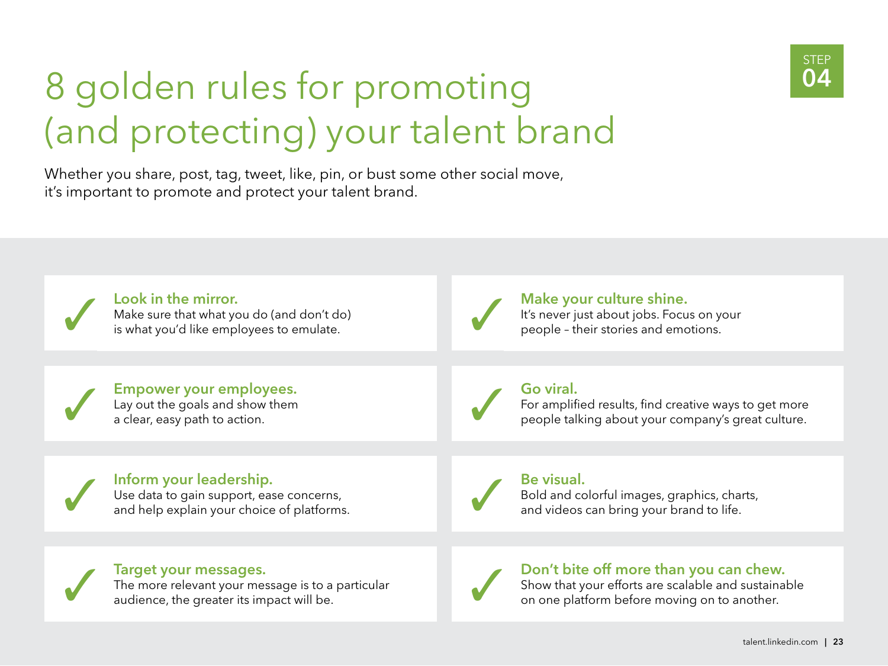STEP 04

# 8 golden rules for promoting (and protecting) your talent brand

Whether you share, post, tag, tweet, like, pin, or bust some other social move, it's important to promote and protect your talent brand.

✓ **Look in the mirror.**
Make sure that what you do (and don't do) is what you'd like employees to emulate.

✓ **Make your culture shine.**
It's never just about jobs. Focus on your people – their stories and emotions.

✓ **Empower your employees.**
Lay out the goals and show them a clear, easy path to action.

✓ **Go viral.**
For amplified results, find creative ways to get more people talking about your company's great culture.

✓ **Inform your leadership.**
Use data to gain support, ease concerns, and help explain your choice of platforms.

✓ **Be visual.**
Bold and colorful images, graphics, charts, and videos can bring your brand to life.

✓ **Target your messages.**
The more relevant your message is to a particular audience, the greater its impact will be.

✓ **Don't bite off more than you can chew.**
Show that your efforts are scalable and sustainable on one platform before moving on to another.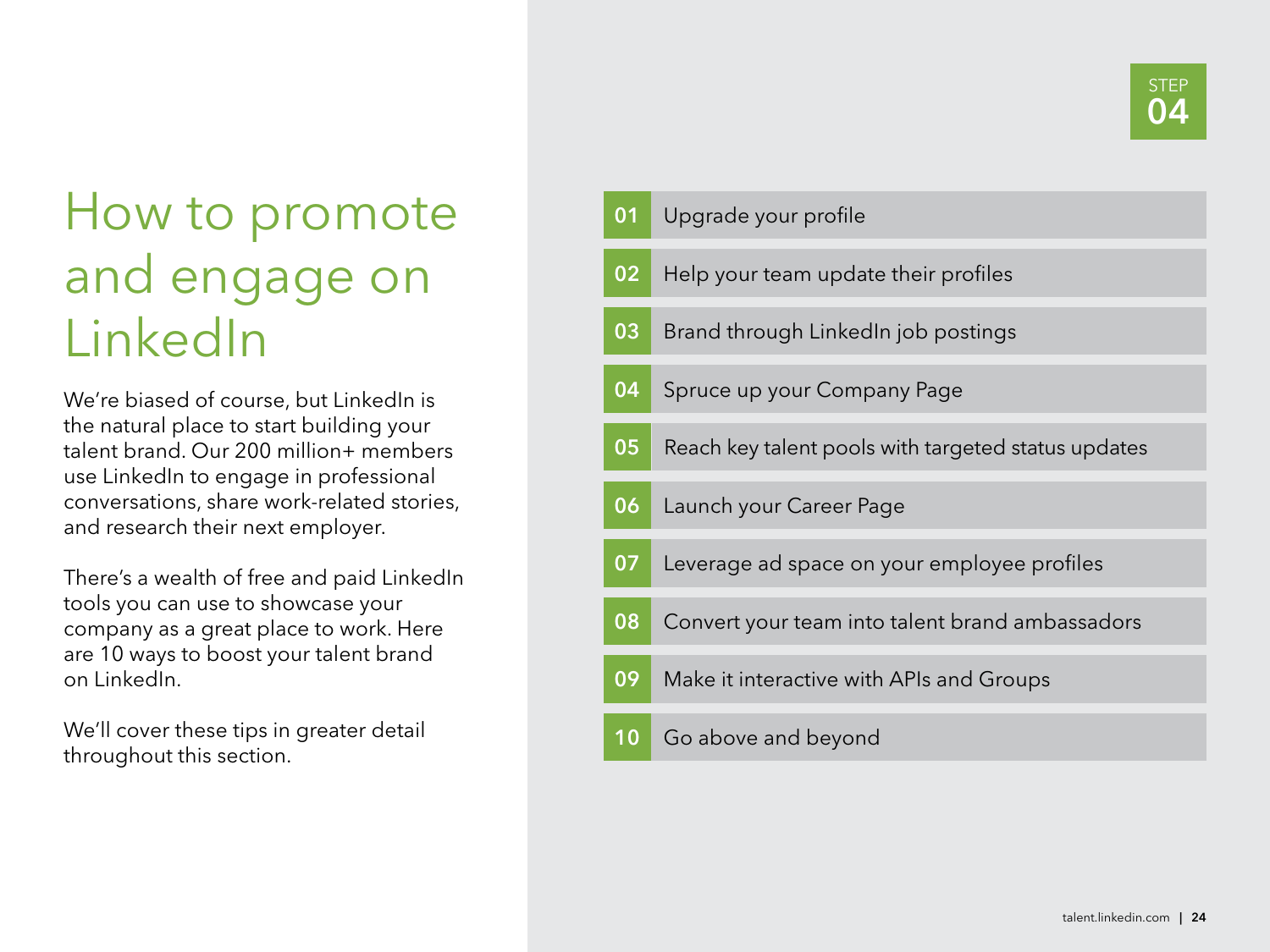STEP 04

# How to promote and engage on LinkedIn

We're biased of course, but LinkedIn is the natural place to start building your talent brand. Our 200 million+ members use LinkedIn to engage in professional conversations, share work-related stories, and research their next employer.

There's a wealth of free and paid LinkedIn tools you can use to showcase your company as a great place to work. Here are 10 ways to boost your talent brand on LinkedIn.

We'll cover these tips in greater detail throughout this section.

01 Upgrade your profile

02 Help your team update their profiles

03 Brand through LinkedIn job postings

04 Spruce up your Company Page

05 Reach key talent pools with targeted status updates

06 Launch your Career Page

07 Leverage ad space on your employee profiles

08 Convert your team into talent brand ambassadors

09 Make it interactive with APIs and Groups

10 Go above and beyond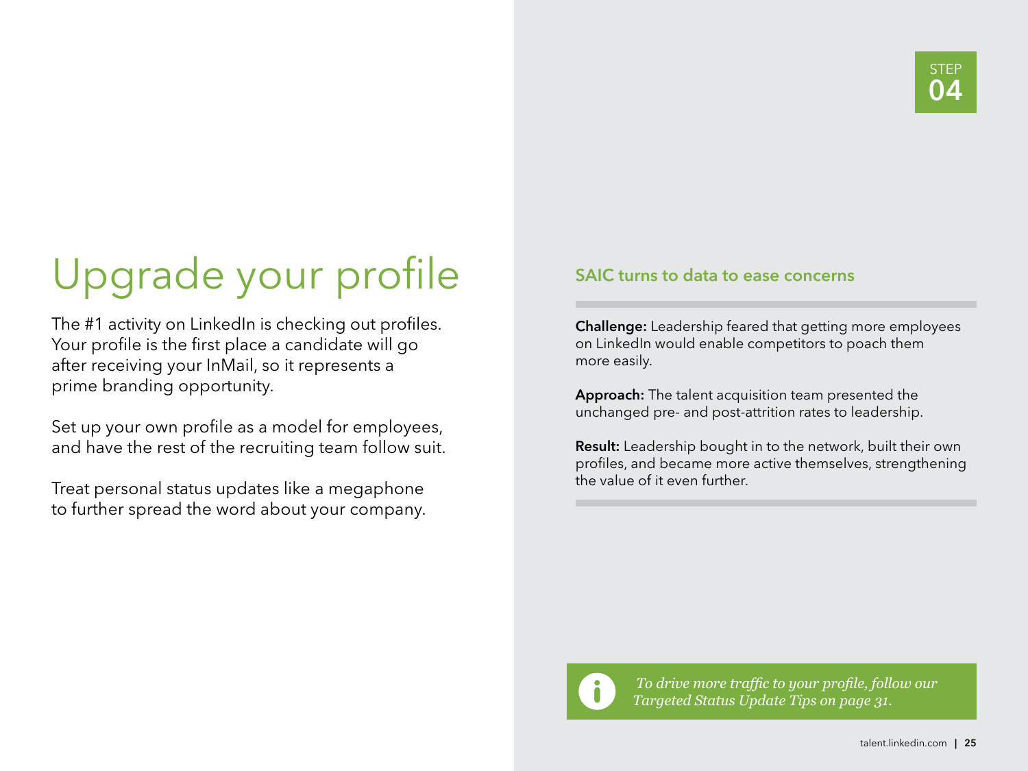STEP 04

# Upgrade your profile

The #1 activity on LinkedIn is checking out profiles. Your profile is the first place a candidate will go after receiving your InMail, so it represents a prime branding opportunity.

Set up your own profile as a model for employees, and have the rest of the recruiting team follow suit.

Treat personal status updates like a megaphone to further spread the word about your company.

### SAIC turns to data to ease concerns

**Challenge:** Leadership feared that getting more employees on LinkedIn would enable competitors to poach them more easily.

**Approach:** The talent acquisition team presented the unchanged pre- and post-attrition rates to leadership.

**Result:** Leadership bought in to the network, built their own profiles, and became more active themselves, strengthening the value of it even further.

*To drive more traffic to your profile, follow our Targeted Status Update Tips on page 31.*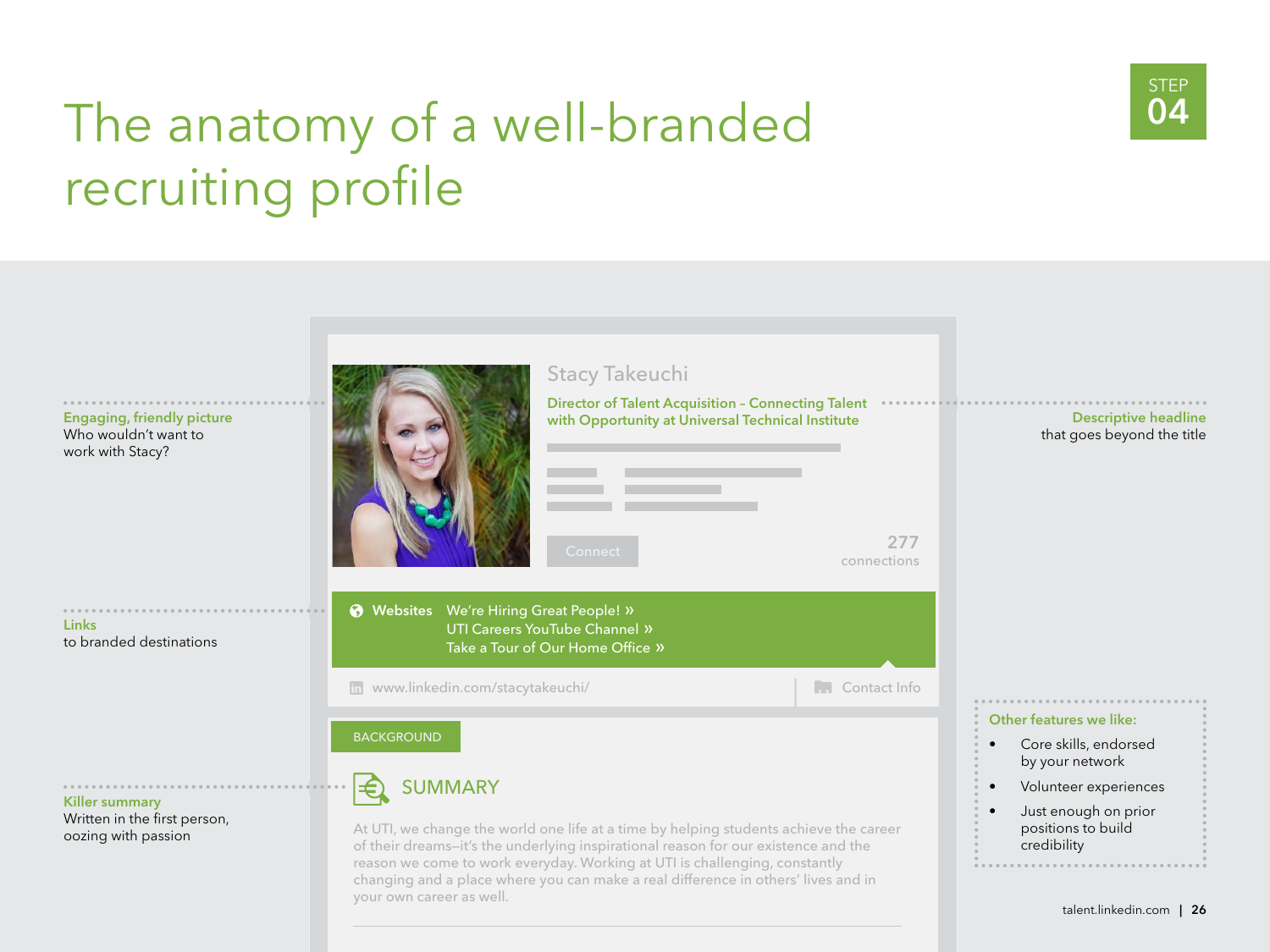STEP 04

# The anatomy of a well-branded recruiting profile

**Engaging, friendly picture**
Who wouldn't want to work with Stacy?

**Links**
to branded destinations

**Killer summary**
Written in the first person, oozing with passion

Stacy Takeuchi

Director of Talent Acquisition – Connecting Talent with Opportunity at Universal Technical Institute

Connect

277 connections

Websites
We're Hiring Great People! »
UTI Careers YouTube Channel »
Take a Tour of Our Home Office »

www.linkedin.com/stacytakeuchi/

Contact Info

BACKGROUND

SUMMARY

At UTI, we change the world one life at a time by helping students achieve the career of their dreams–it's the underlying inspirational reason for our existence and the reason we come to work everyday. Working at UTI is challenging, constantly changing and a place where you can make a real difference in others' lives and in your own career as well.

**Descriptive headline**
that goes beyond the title

**Other features we like:**

- Core skills, endorsed by your network
- Volunteer experiences
- Just enough on prior positions to build credibility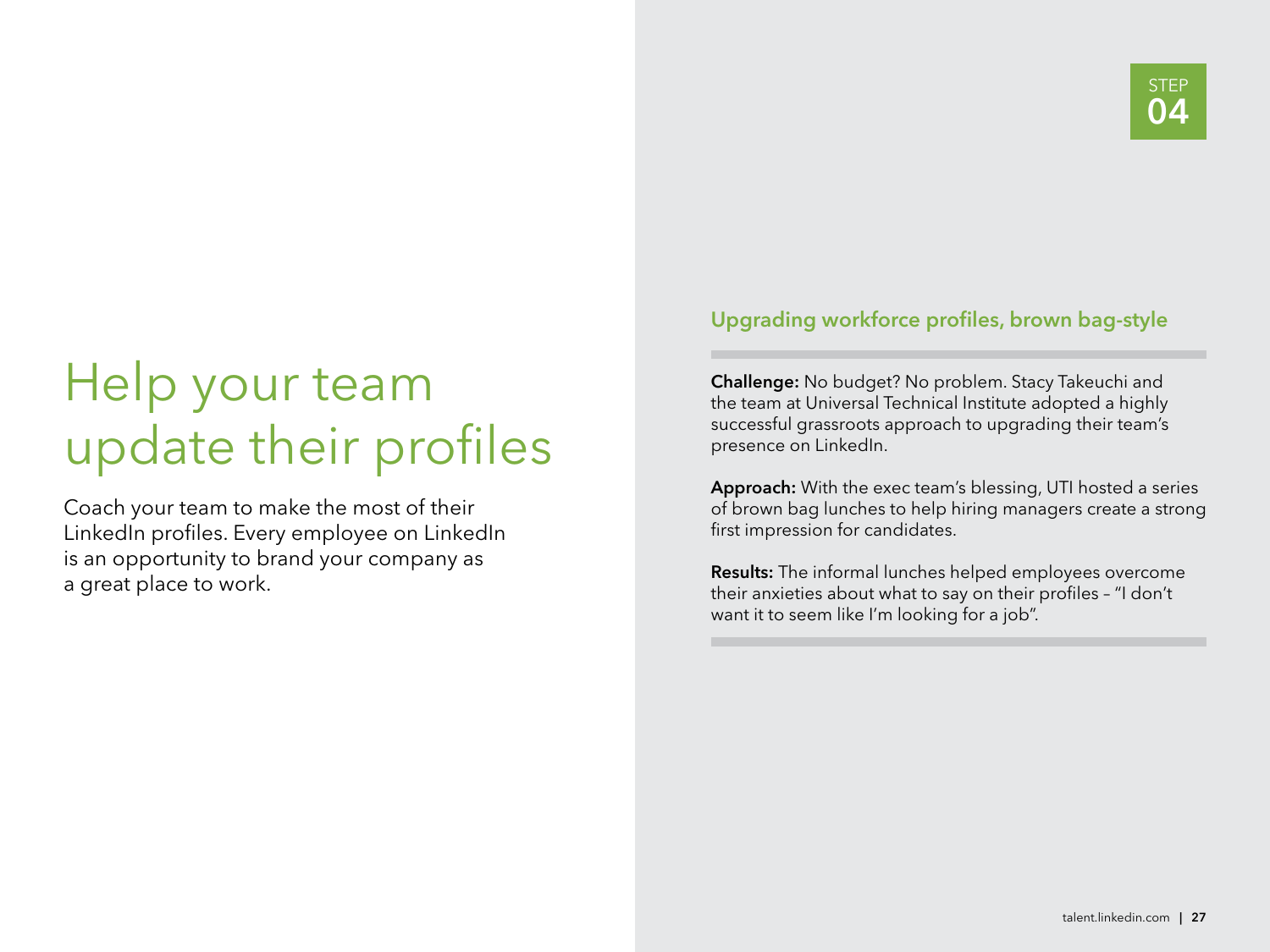STEP 04

# Help your team update their profiles

Coach your team to make the most of their LinkedIn profiles. Every employee on LinkedIn is an opportunity to brand your company as a great place to work.

### Upgrading workforce profiles, brown bag-style

**Challenge:** No budget? No problem. Stacy Takeuchi and the team at Universal Technical Institute adopted a highly successful grassroots approach to upgrading their team's presence on LinkedIn.

**Approach:** With the exec team's blessing, UTI hosted a series of brown bag lunches to help hiring managers create a strong first impression for candidates.

**Results:** The informal lunches helped employees overcome their anxieties about what to say on their profiles – "I don't want it to seem like I'm looking for a job".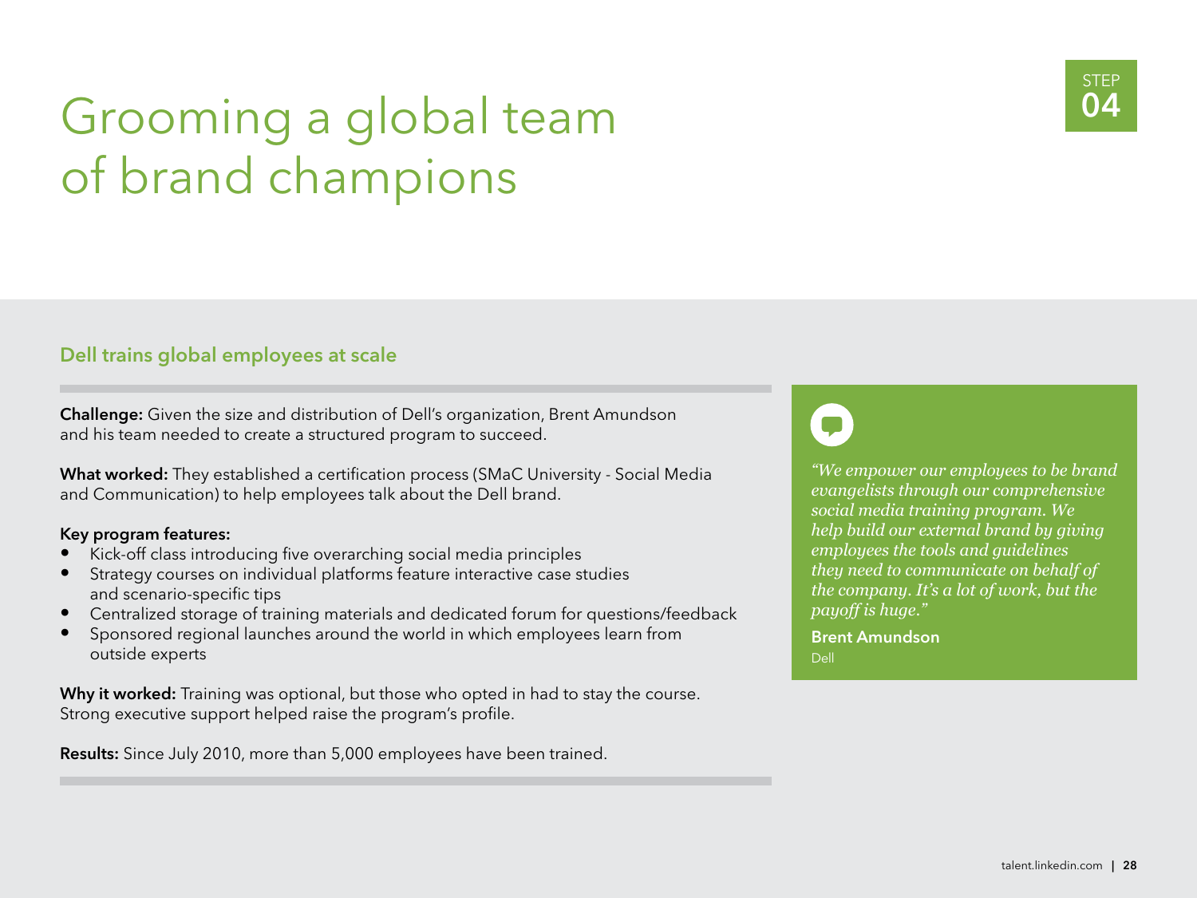# Grooming a global team of brand champions

STEP 04

## Dell trains global employees at scale

**Challenge:** Given the size and distribution of Dell's organization, Brent Amundson and his team needed to create a structured program to succeed.

**What worked:** They established a certification process (SMaC University - Social Media and Communication) to help employees talk about the Dell brand.

**Key program features:**

- Kick-off class introducing five overarching social media principles
- Strategy courses on individual platforms feature interactive case studies and scenario-specific tips
- Centralized storage of training materials and dedicated forum for questions/feedback
- Sponsored regional launches around the world in which employees learn from outside experts

**Why it worked:** Training was optional, but those who opted in had to stay the course. Strong executive support helped raise the program's profile.

**Results:** Since July 2010, more than 5,000 employees have been trained.

> *"We empower our employees to be brand evangelists through our comprehensive social media training program. We help build our external brand by giving employees the tools and guidelines they need to communicate on behalf of the company. It's a lot of work, but the payoff is huge."*
>
> **Brent Amundson**
> Dell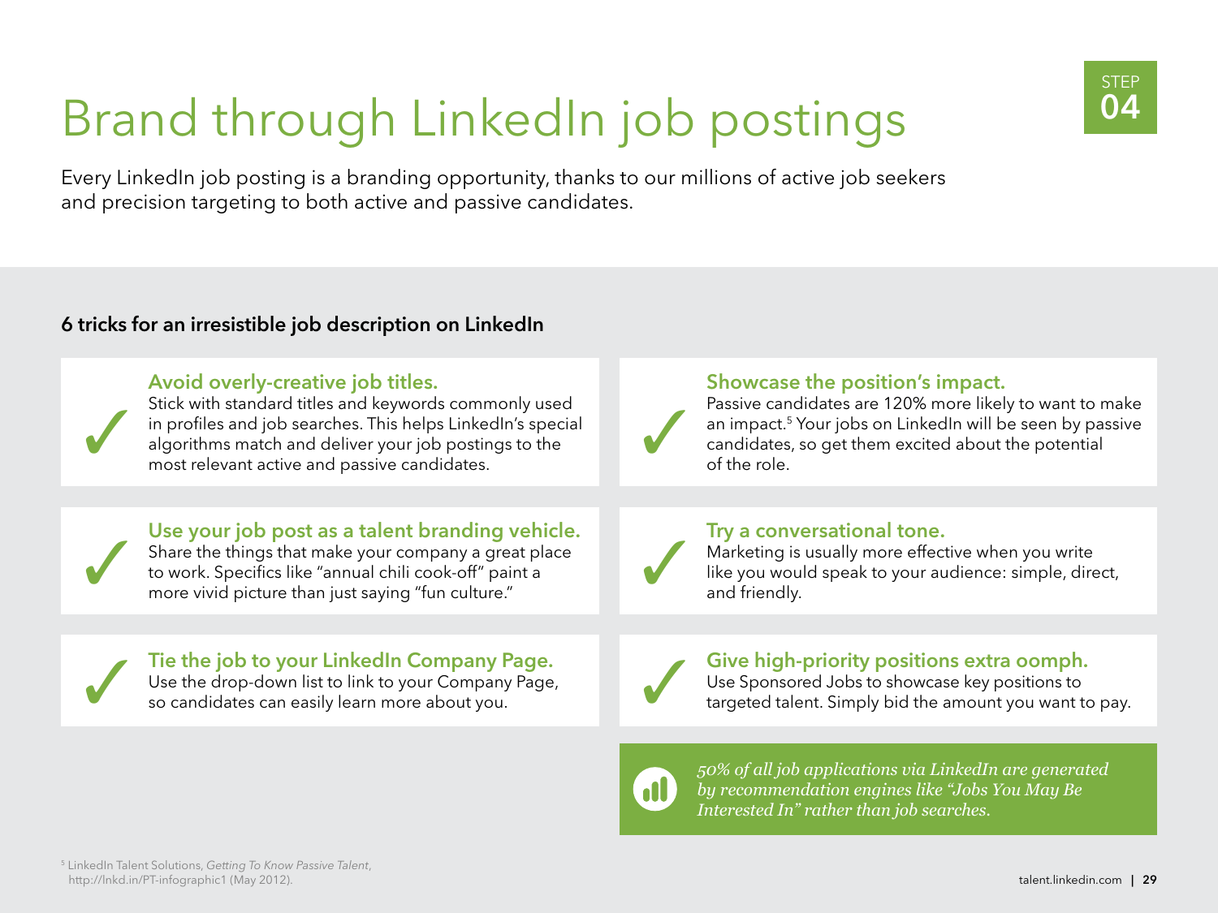# Brand through LinkedIn job postings

STEP 04

Every LinkedIn job posting is a branding opportunity, thanks to our millions of active job seekers and precision targeting to both active and passive candidates.

## 6 tricks for an irresistible job description on LinkedIn

✓ **Avoid overly-creative job titles.**
Stick with standard titles and keywords commonly used in profiles and job searches. This helps LinkedIn's special algorithms match and deliver your job postings to the most relevant active and passive candidates.

✓ **Showcase the position's impact.**
Passive candidates are 120% more likely to want to make an impact.[5] Your jobs on LinkedIn will be seen by passive candidates, so get them excited about the potential of the role.

✓ **Use your job post as a talent branding vehicle.**
Share the things that make your company a great place to work. Specifics like "annual chili cook-off" paint a more vivid picture than just saying "fun culture."

✓ **Try a conversational tone.**
Marketing is usually more effective when you write like you would speak to your audience: simple, direct, and friendly.

✓ **Tie the job to your LinkedIn Company Page.**
Use the drop-down list to link to your Company Page, so candidates can easily learn more about you.

✓ **Give high-priority positions extra oomph.**
Use Sponsored Jobs to showcase key positions to targeted talent. Simply bid the amount you want to pay.

*50% of all job applications via LinkedIn are generated by recommendation engines like "Jobs You May Be Interested In" rather than job searches.*

[5] LinkedIn Talent Solutions, *Getting To Know Passive Talent*, http://lnkd.in/PT-infographic1 (May 2012).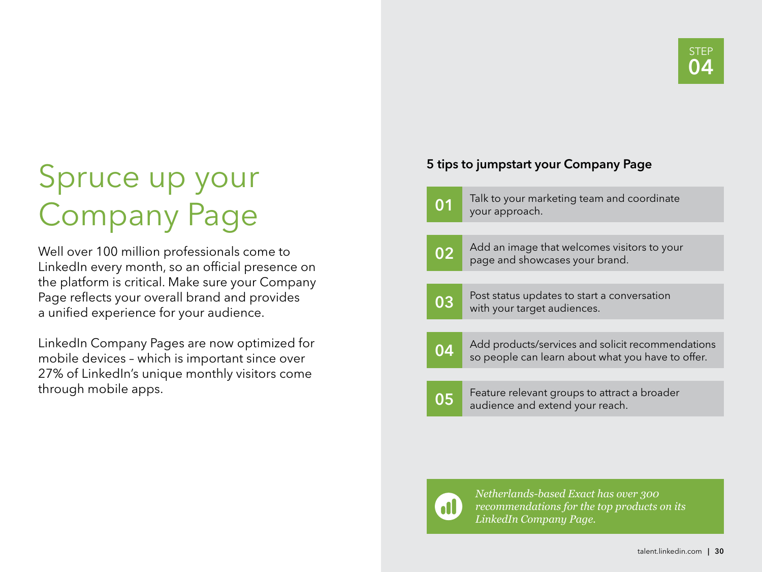STEP 04

# Spruce up your Company Page

Well over 100 million professionals come to LinkedIn every month, so an official presence on the platform is critical. Make sure your Company Page reflects your overall brand and provides a unified experience for your audience.

LinkedIn Company Pages are now optimized for mobile devices – which is important since over 27% of LinkedIn's unique monthly visitors come through mobile apps.

### 5 tips to jumpstart your Company Page

**01** Talk to your marketing team and coordinate your approach.

**02** Add an image that welcomes visitors to your page and showcases your brand.

**03** Post status updates to start a conversation with your target audiences.

**04** Add products/services and solicit recommendations so people can learn about what you have to offer.

**05** Feature relevant groups to attract a broader audience and extend your reach.

*Netherlands-based Exact has over 300 recommendations for the top products on its LinkedIn Company Page.*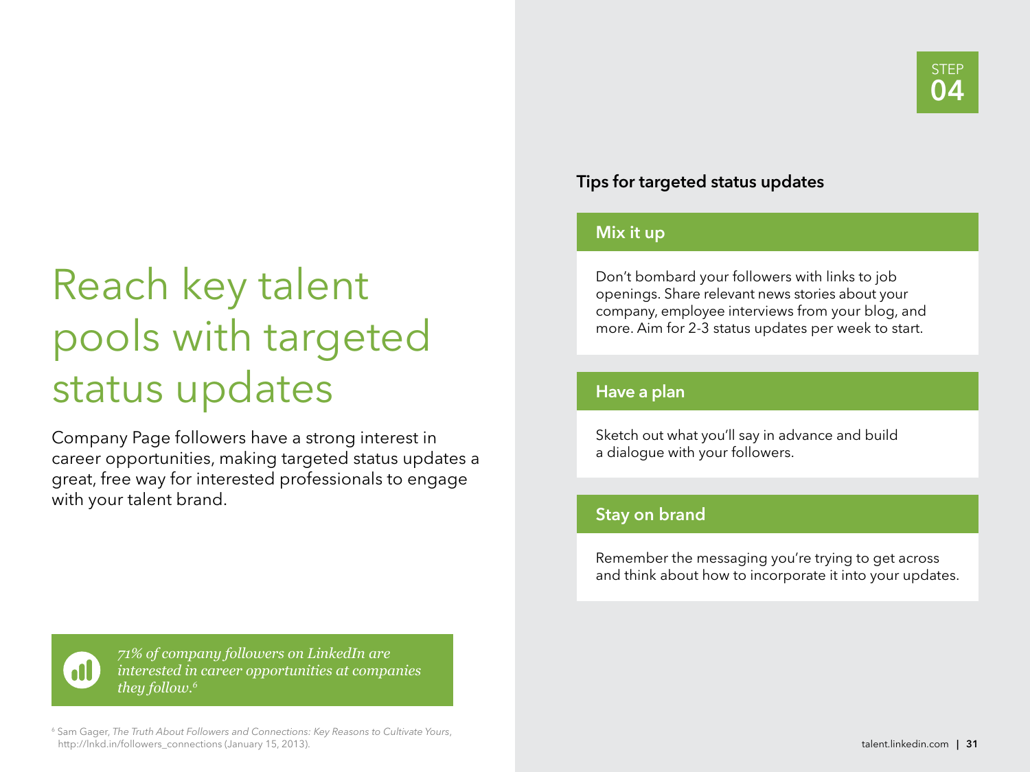STEP 04

# Reach key talent pools with targeted status updates

Company Page followers have a strong interest in career opportunities, making targeted status updates a great, free way for interested professionals to engage with your talent brand.

*71% of company followers on LinkedIn are interested in career opportunities at companies they follow.*[6]

## Tips for targeted status updates

### Mix it up

Don't bombard your followers with links to job openings. Share relevant news stories about your company, employee interviews from your blog, and more. Aim for 2-3 status updates per week to start.

### Have a plan

Sketch out what you'll say in advance and build a dialogue with your followers.

### Stay on brand

Remember the messaging you're trying to get across and think about how to incorporate it into your updates.

[6] Sam Gager, *The Truth About Followers and Connections: Key Reasons to Cultivate Yours*, http://lnkd.in/followers_connections (January 15, 2013).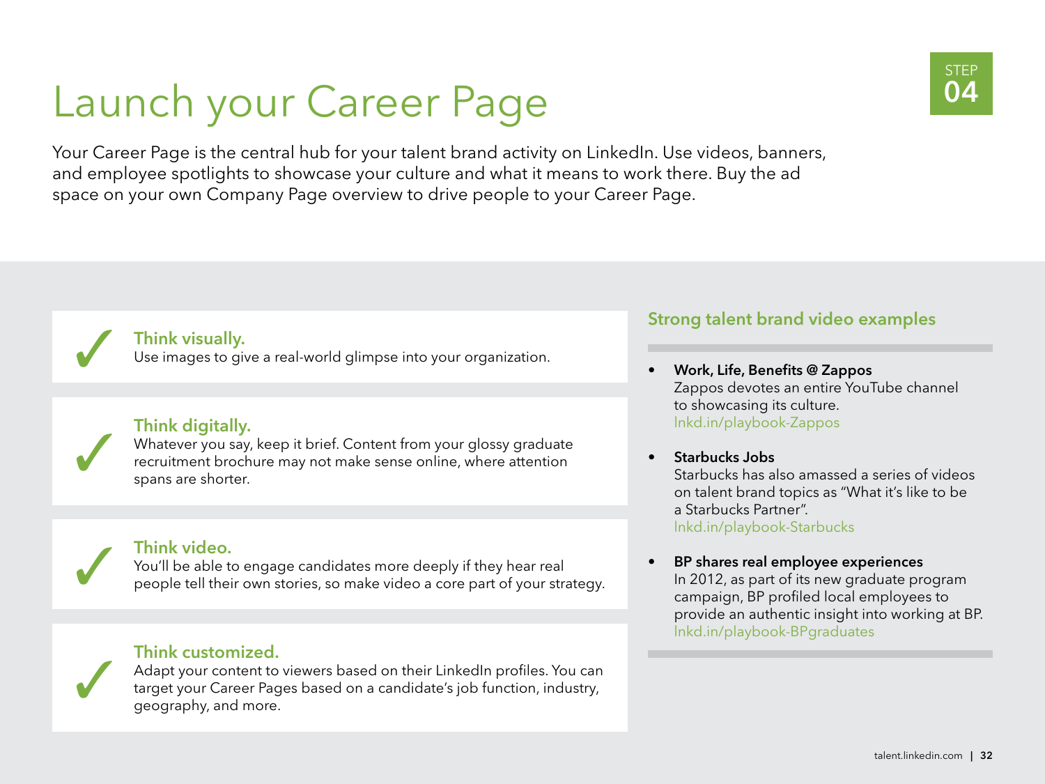# Launch your Career Page

STEP 04

Your Career Page is the central hub for your talent brand activity on LinkedIn. Use videos, banners, and employee spotlights to showcase your culture and what it means to work there. Buy the ad space on your own Company Page overview to drive people to your Career Page.

✓ **Think visually.**
Use images to give a real-world glimpse into your organization.

✓ **Think digitally.**
Whatever you say, keep it brief. Content from your glossy graduate recruitment brochure may not make sense online, where attention spans are shorter.

✓ **Think video.**
You'll be able to engage candidates more deeply if they hear real people tell their own stories, so make video a core part of your strategy.

✓ **Think customized.**
Adapt your content to viewers based on their LinkedIn profiles. You can target your Career Pages based on a candidate's job function, industry, geography, and more.

## Strong talent brand video examples

- **Work, Life, Benefits @ Zappos**
  Zappos devotes an entire YouTube channel to showcasing its culture.
  lnkd.in/playbook-Zappos

- **Starbucks Jobs**
  Starbucks has also amassed a series of videos on talent brand topics as "What it's like to be a Starbucks Partner".
  lnkd.in/playbook-Starbucks

- **BP shares real employee experiences**
  In 2012, as part of its new graduate program campaign, BP profiled local employees to provide an authentic insight into working at BP.
  lnkd.in/playbook-BPgraduates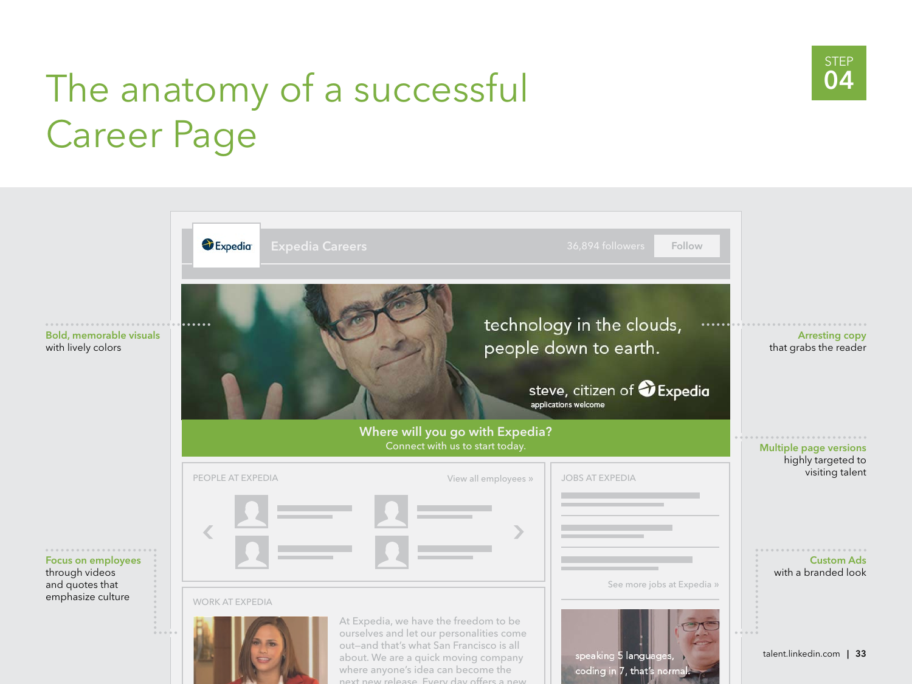STEP 04

# The anatomy of a successful Career Page

**Bold, memorable visuals** with lively colors

**Arresting copy** that grabs the reader

**Multiple page versions** highly targeted to visiting talent

**Focus on employees** through videos and quotes that emphasize culture

**Custom Ads** with a branded look

Expedia Careers — 36,894 followers — Follow

technology in the clouds, people down to earth.

steve, citizen of Expedia
applications welcome

**Where will you go with Expedia?**
Connect with us to start today.

PEOPLE AT EXPEDIA — View all employees »

JOBS AT EXPEDIA — See more jobs at Expedia »

WORK AT EXPEDIA

At Expedia, we have the freedom to be ourselves and let our personalities come out–and that's what San Francisco is all about. We are a quick moving company where anyone's idea can become the next new release. Every day offers a new

speaking 5 languages, coding in 7, that's normal.

talent.linkedin.com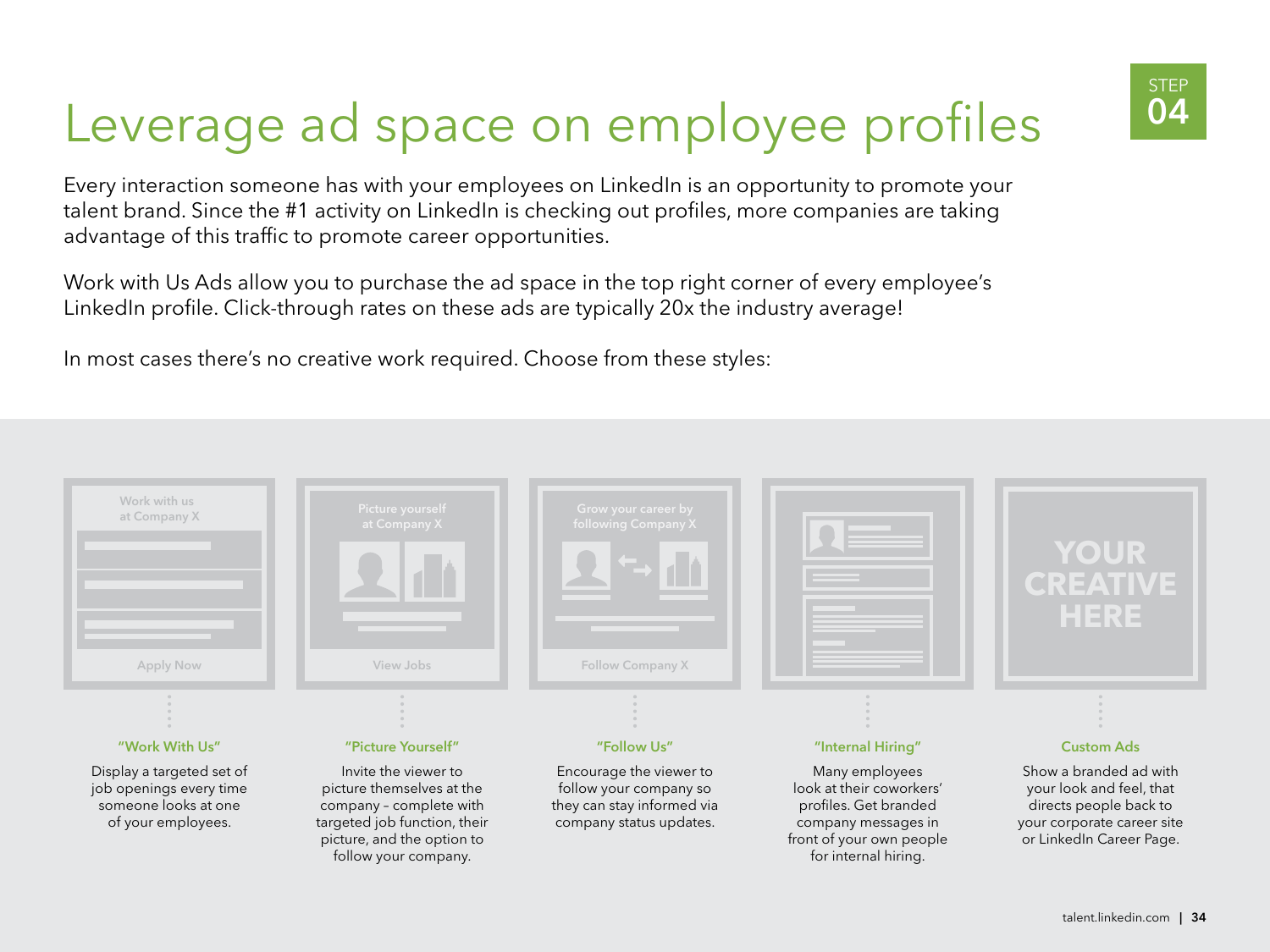# Leverage ad space on employee profiles

STEP 04

Every interaction someone has with your employees on LinkedIn is an opportunity to promote your talent brand. Since the #1 activity on LinkedIn is checking out profiles, more companies are taking advantage of this traffic to promote career opportunities.

Work with Us Ads allow you to purchase the ad space in the top right corner of every employee's LinkedIn profile. Click-through rates on these ads are typically 20x the industry average!

In most cases there's no creative work required. Choose from these styles:

### "Work With Us"

Display a targeted set of job openings every time someone looks at one of your employees.

### "Picture Yourself"

Invite the viewer to picture themselves at the company – complete with targeted job function, their picture, and the option to follow your company.

### "Follow Us"

Encourage the viewer to follow your company so they can stay informed via company status updates.

### "Internal Hiring"

Many employees look at their coworkers' profiles. Get branded company messages in front of your own people for internal hiring.

### Custom Ads

Show a branded ad with your look and feel, that directs people back to your corporate career site or LinkedIn Career Page.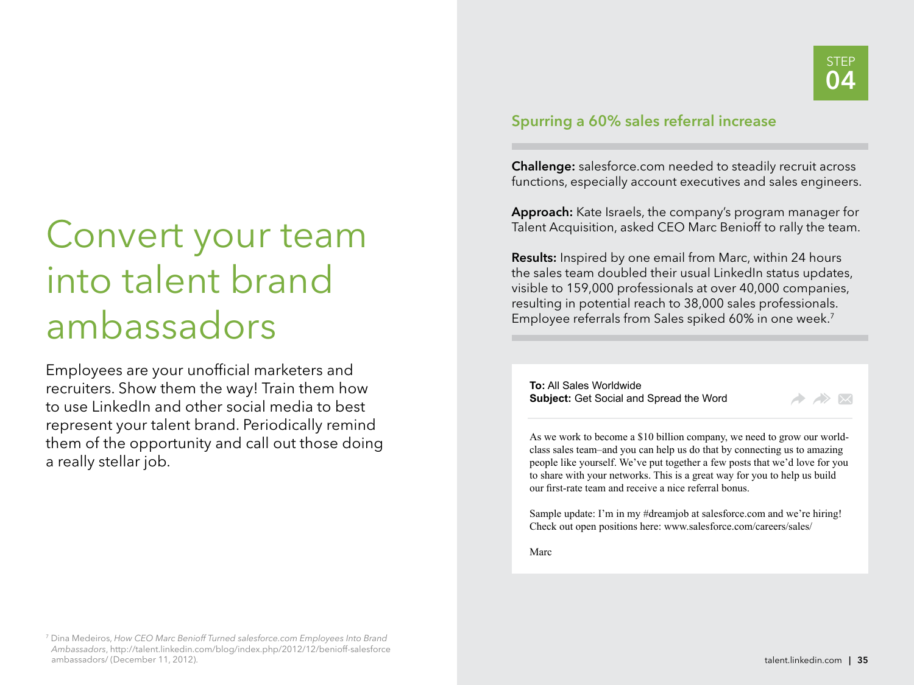# Convert your team into talent brand ambassadors

Employees are your unofficial marketers and recruiters. Show them the way! Train them how to use LinkedIn and other social media to best represent your talent brand. Periodically remind them of the opportunity and call out those doing a really stellar job.

STEP 04

## Spurring a 60% sales referral increase

**Challenge:** salesforce.com needed to steadily recruit across functions, especially account executives and sales engineers.

**Approach:** Kate Israels, the company's program manager for Talent Acquisition, asked CEO Marc Benioff to rally the team.

**Results:** Inspired by one email from Marc, within 24 hours the sales team doubled their usual LinkedIn status updates, visible to 159,000 professionals at over 40,000 companies, resulting in potential reach to 38,000 sales professionals. Employee referrals from Sales spiked 60% in one week.[7]

**To:** All Sales Worldwide
**Subject:** Get Social and Spread the Word

As we work to become a $10 billion company, we need to grow our world-class sales team–and you can help us do that by connecting us to amazing people like yourself. We've put together a few posts that we'd love for you to share with your networks. This is a great way for you to help us build our first-rate team and receive a nice referral bonus.

Sample update: I'm in my #dreamjob at salesforce.com and we're hiring! Check out open positions here: www.salesforce.com/careers/sales/

Marc

[7] Dina Medeiros, *How CEO Marc Benioff Turned salesforce.com Employees Into Brand Ambassadors*, http://talent.linkedin.com/blog/index.php/2012/12/benioff-salesforce ambassadors/ (December 11, 2012).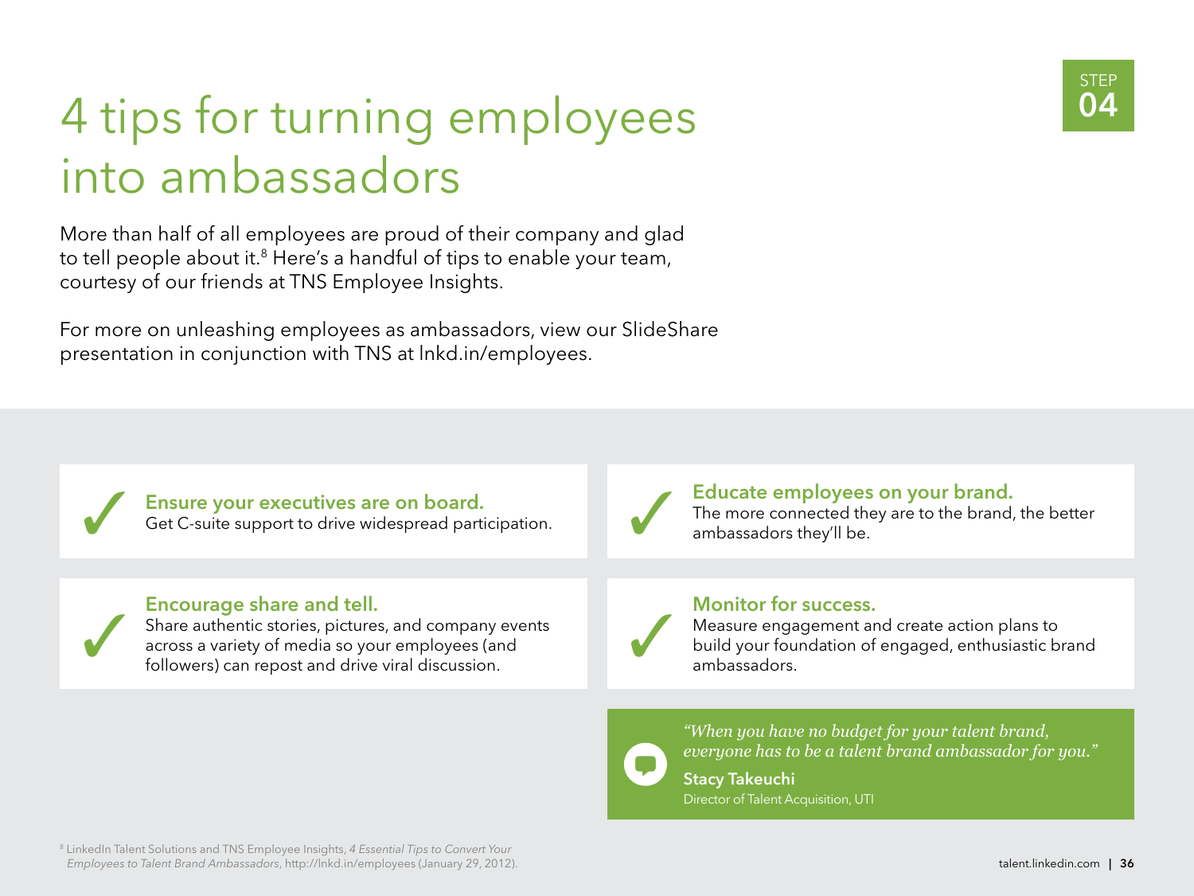STEP 04

# 4 tips for turning employees into ambassadors

More than half of all employees are proud of their company and glad to tell people about it.[8] Here's a handful of tips to enable your team, courtesy of our friends at TNS Employee Insights.

For more on unleashing employees as ambassadors, view our SlideShare presentation in conjunction with TNS at lnkd.in/employees.

✓ **Ensure your executives are on board.**
Get C-suite support to drive widespread participation.

✓ **Educate employees on your brand.**
The more connected they are to the brand, the better ambassadors they'll be.

✓ **Encourage share and tell.**
Share authentic stories, pictures, and company events across a variety of media so your employees (and followers) can repost and drive viral discussion.

✓ **Monitor for success.**
Measure engagement and create action plans to build your foundation of engaged, enthusiastic brand ambassadors.

> *"When you have no budget for your talent brand, everyone has to be a talent brand ambassador for you."*
>
> **Stacy Takeuchi**
> Director of Talent Acquisition, UTI

[8] LinkedIn Talent Solutions and TNS Employee Insights, *4 Essential Tips to Convert Your Employees to Talent Brand Ambassadors*, http://lnkd.in/employees (January 29, 2012).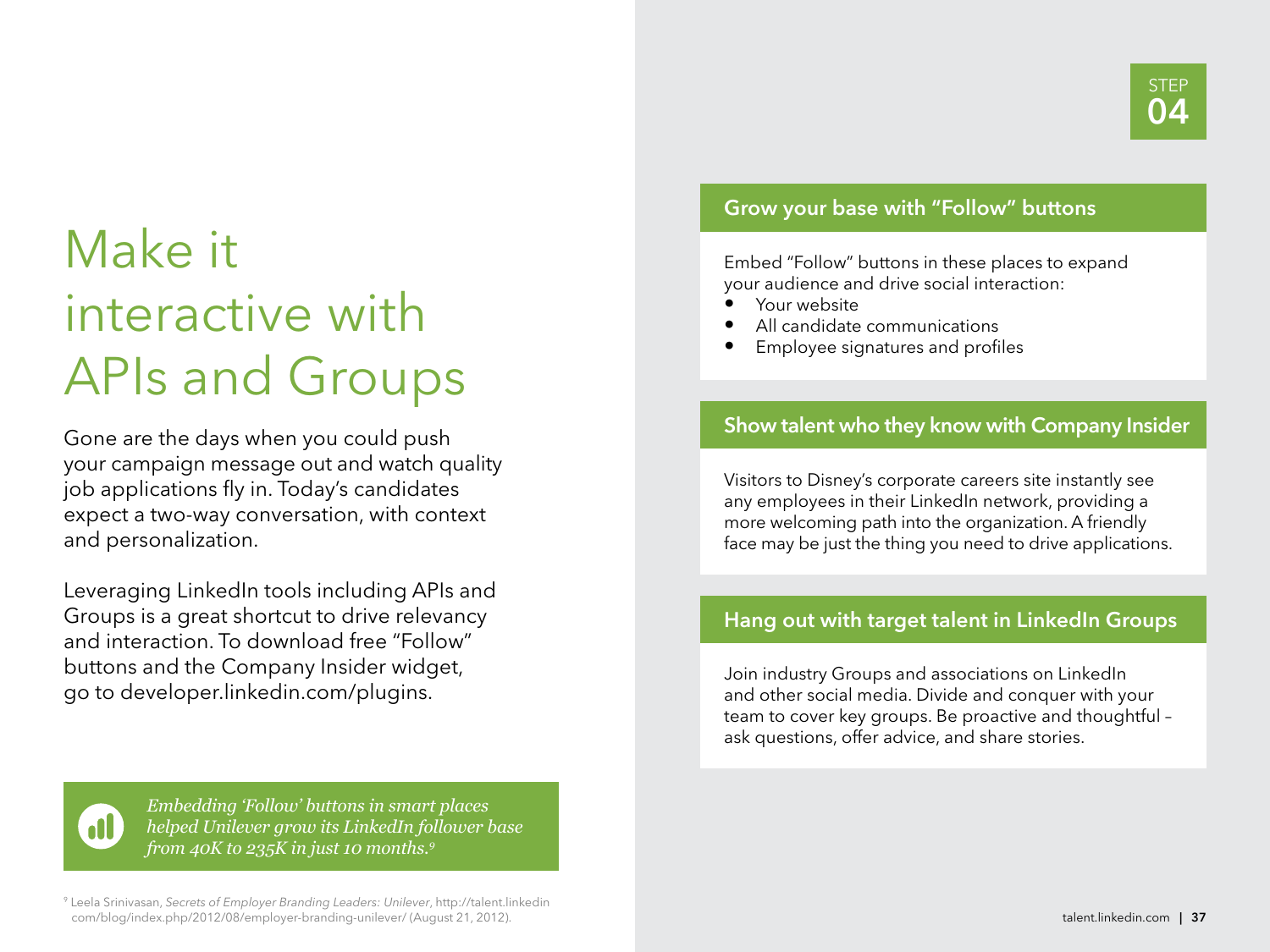# Make it interactive with APIs and Groups

Gone are the days when you could push your campaign message out and watch quality job applications fly in. Today's candidates expect a two-way conversation, with context and personalization.

Leveraging LinkedIn tools including APIs and Groups is a great shortcut to drive relevancy and interaction. To download free "Follow" buttons and the Company Insider widget, go to developer.linkedin.com/plugins.

*Embedding 'Follow' buttons in smart places helped Unilever grow its LinkedIn follower base from 40K to 235K in just 10 months.*[9]

[9] Leela Srinivasan, *Secrets of Employer Branding Leaders: Unilever*, http://talent.linkedin com/blog/index.php/2012/08/employer-branding-unilever/ (August 21, 2012).

STEP 04

## Grow your base with "Follow" buttons

Embed "Follow" buttons in these places to expand your audience and drive social interaction:

- Your website
- All candidate communications
- Employee signatures and profiles

## Show talent who they know with Company Insider

Visitors to Disney's corporate careers site instantly see any employees in their LinkedIn network, providing a more welcoming path into the organization. A friendly face may be just the thing you need to drive applications.

## Hang out with target talent in LinkedIn Groups

Join industry Groups and associations on LinkedIn and other social media. Divide and conquer with your team to cover key groups. Be proactive and thoughtful – ask questions, offer advice, and share stories.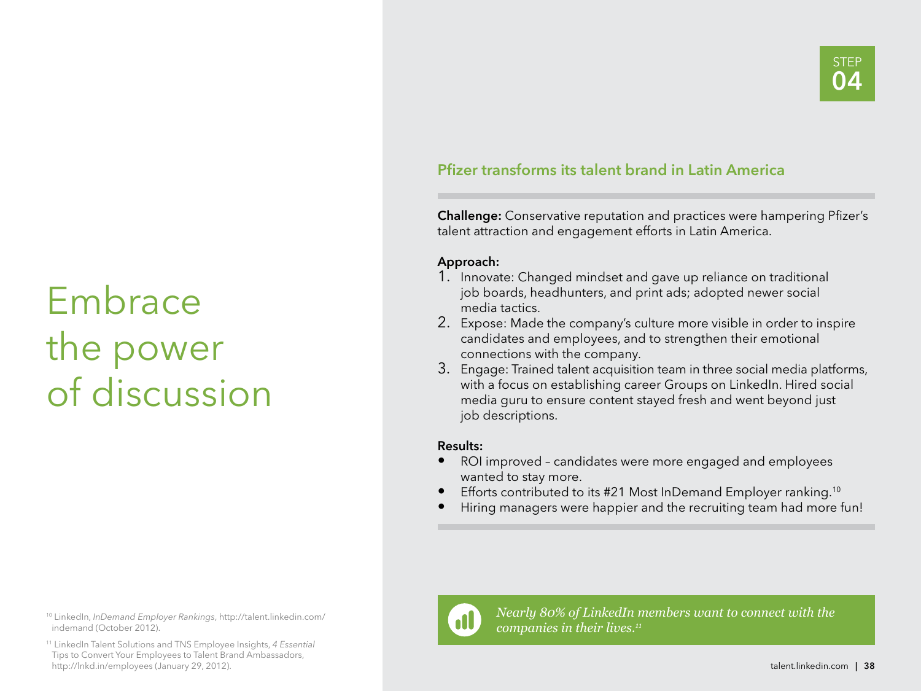STEP 04

# Embrace the power of discussion

## Pfizer transforms its talent brand in Latin America

**Challenge:** Conservative reputation and practices were hampering Pfizer's talent attraction and engagement efforts in Latin America.

**Approach:**

1. Innovate: Changed mindset and gave up reliance on traditional job boards, headhunters, and print ads; adopted newer social media tactics.
2. Expose: Made the company's culture more visible in order to inspire candidates and employees, and to strengthen their emotional connections with the company.
3. Engage: Trained talent acquisition team in three social media platforms, with a focus on establishing career Groups on LinkedIn. Hired social media guru to ensure content stayed fresh and went beyond just job descriptions.

**Results:**

- ROI improved – candidates were more engaged and employees wanted to stay more.
- Efforts contributed to its #21 Most InDemand Employer ranking.[10]
- Hiring managers were happier and the recruiting team had more fun!

*Nearly 80% of LinkedIn members want to connect with the companies in their lives.*[11]

[10] LinkedIn, *InDemand Employer Rankings*, http://talent.linkedin.com/indemand (October 2012).

[11] LinkedIn Talent Solutions and TNS Employee Insights, *4 Essential* Tips to Convert Your Employees to Talent Brand Ambassadors, http://lnkd.in/employees (January 29, 2012).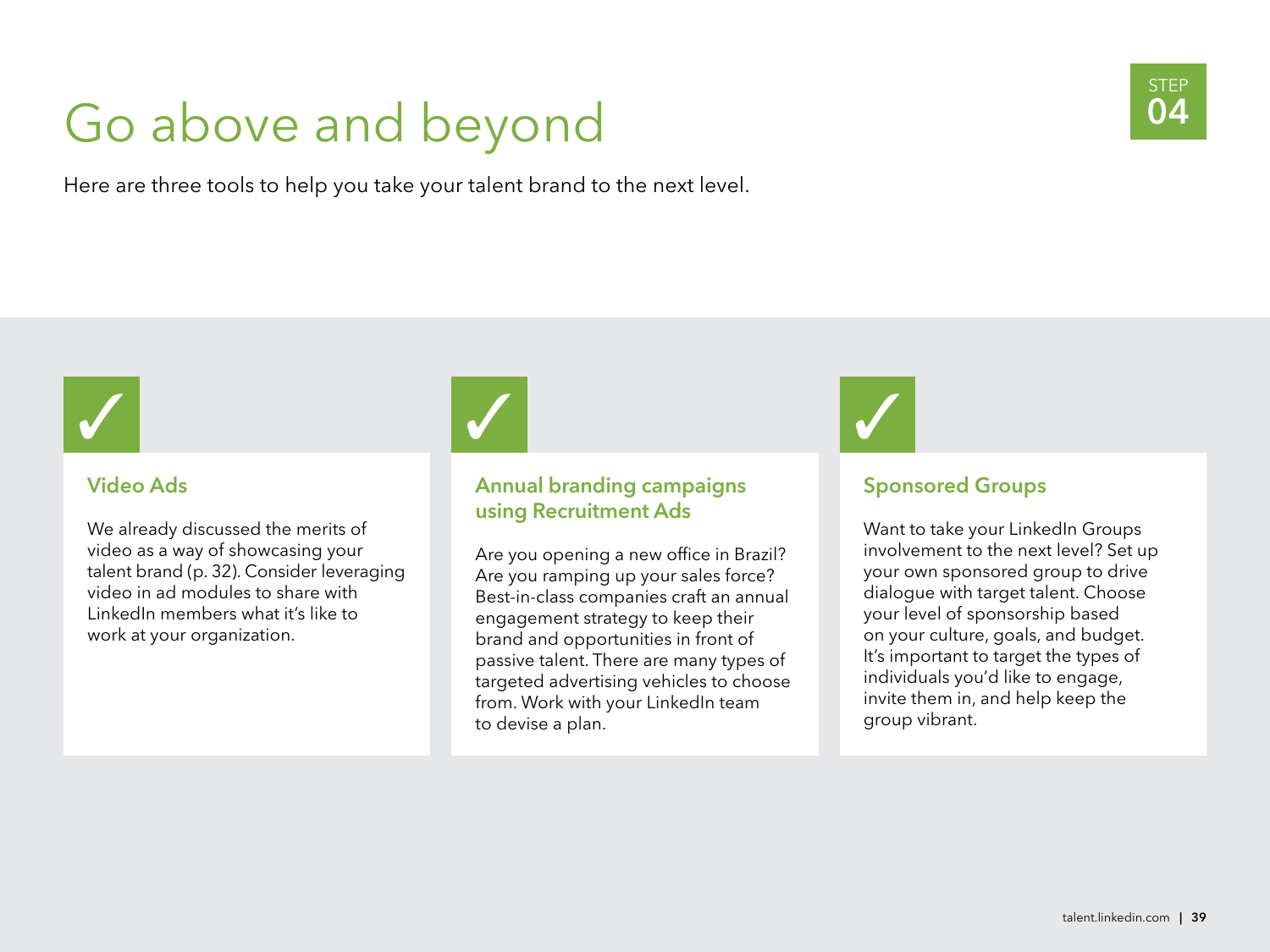# Go above and beyond

STEP 04

Here are three tools to help you take your talent brand to the next level.

### Video Ads

We already discussed the merits of video as a way of showcasing your talent brand (p. 32). Consider leveraging video in ad modules to share with LinkedIn members what it's like to work at your organization.

### Annual branding campaigns using Recruitment Ads

Are you opening a new office in Brazil? Are you ramping up your sales force? Best-in-class companies craft an annual engagement strategy to keep their brand and opportunities in front of passive talent. There are many types of targeted advertising vehicles to choose from. Work with your LinkedIn team to devise a plan.

### Sponsored Groups

Want to take your LinkedIn Groups involvement to the next level? Set up your own sponsored group to drive dialogue with target talent. Choose your level of sponsorship based on your culture, goals, and budget. It's important to target the types of individuals you'd like to engage, invite them in, and help keep the group vibrant.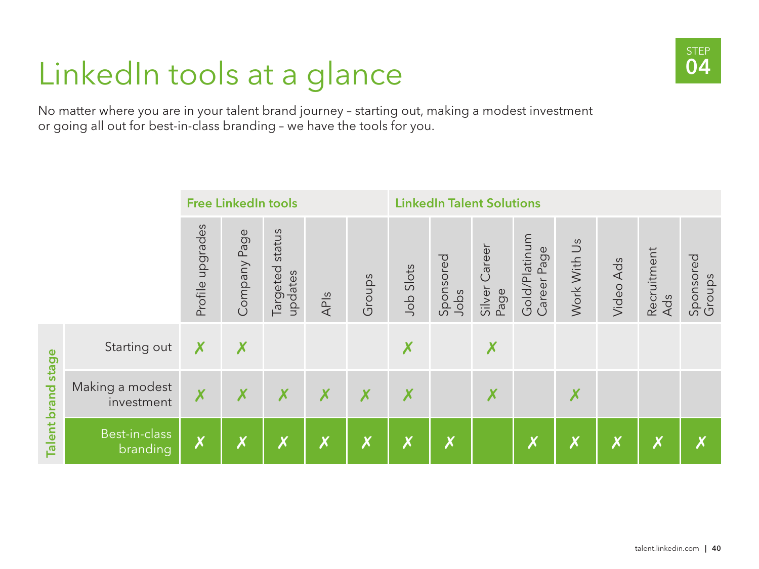# LinkedIn tools at a glance

STEP 04

No matter where you are in your talent brand journey – starting out, making a modest investment or going all out for best-in-class branding – we have the tools for you.

| Talent brand stage | Free LinkedIn tools | | | | | LinkedIn Talent Solutions | | | | | | | |
|---|---|---|---|---|---|---|---|---|---|---|---|---|---|
| | Profile upgrades | Company Page | Targeted status updates | APIs | Groups | Job Slots | Sponsored Jobs | Silver Career Page | Gold/Platinum Career Page | Work With Us | Video Ads | Recruitment Ads | Sponsored Groups |
| Starting out | ✗ | ✗ | | | | ✗ | | ✗ | | | | | |
| Making a modest investment | ✗ | ✗ | ✗ | ✗ | ✗ | ✗ | | ✗ | | ✗ | | | |
| Best-in-class branding | ✗ | ✗ | ✗ | ✗ | ✗ | ✗ | ✗ | | ✗ | ✗ | ✗ | ✗ | ✗ |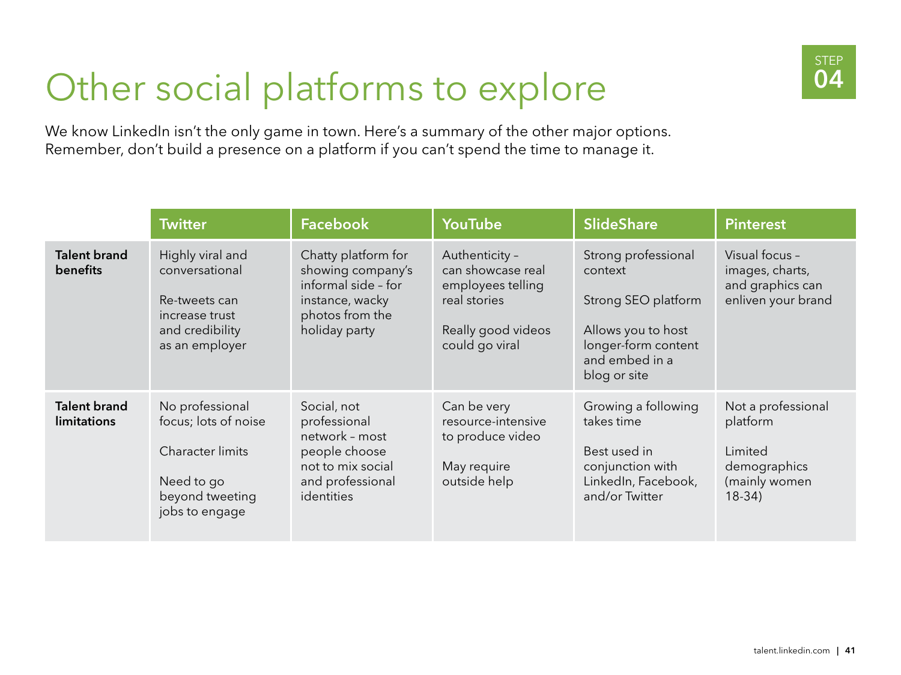# Other social platforms to explore

STEP 04

We know LinkedIn isn't the only game in town. Here's a summary of the other major options. Remember, don't build a presence on a platform if you can't spend the time to manage it.

| | Twitter | Facebook | YouTube | SlideShare | Pinterest |
|---|---|---|---|---|---|
| **Talent brand benefits** | Highly viral and conversational<br><br>Re-tweets can increase trust and credibility as an employer | Chatty platform for showing company's informal side – for instance, wacky photos from the holiday party | Authenticity – can showcase real employees telling real stories<br><br>Really good videos could go viral | Strong professional context<br><br>Strong SEO platform<br><br>Allows you to host longer-form content and embed in a blog or site | Visual focus – images, charts, and graphics can enliven your brand |
| **Talent brand limitations** | No professional focus; lots of noise<br><br>Character limits<br><br>Need to go beyond tweeting jobs to engage | Social, not professional network – most people choose not to mix social and professional identities | Can be very resource-intensive to produce video<br><br>May require outside help | Growing a following takes time<br><br>Best used in conjunction with LinkedIn, Facebook, and/or Twitter | Not a professional platform<br><br>Limited demographics (mainly women 18-34) |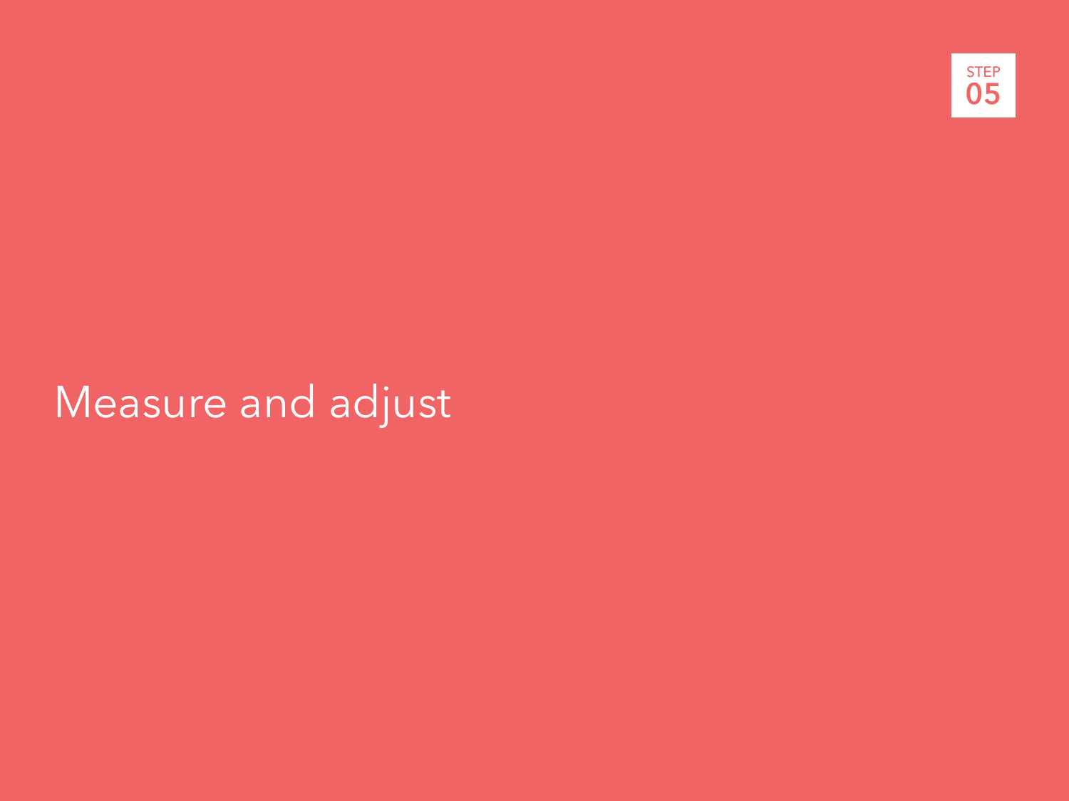STEP 05

# Measure and adjust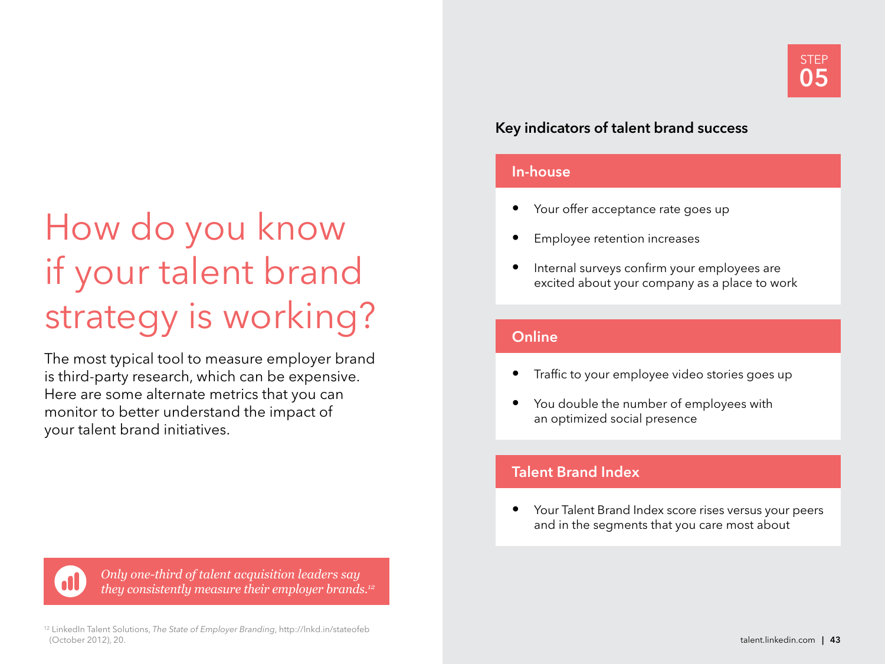# How do you know if your talent brand strategy is working?

The most typical tool to measure employer brand is third-party research, which can be expensive. Here are some alternate metrics that you can monitor to better understand the impact of your talent brand initiatives.

*Only one-third of talent acquisition leaders say they consistently measure their employer brands.*[12]

[12] LinkedIn Talent Solutions, *The State of Employer Branding*, http://lnkd.in/stateofeb (October 2012), 20.

STEP 05

## Key indicators of talent brand success

### In-house

- Your offer acceptance rate goes up
- Employee retention increases
- Internal surveys confirm your employees are excited about your company as a place to work

### Online

- Traffic to your employee video stories goes up
- You double the number of employees with an optimized social presence

### Talent Brand Index

- Your Talent Brand Index score rises versus your peers and in the segments that you care most about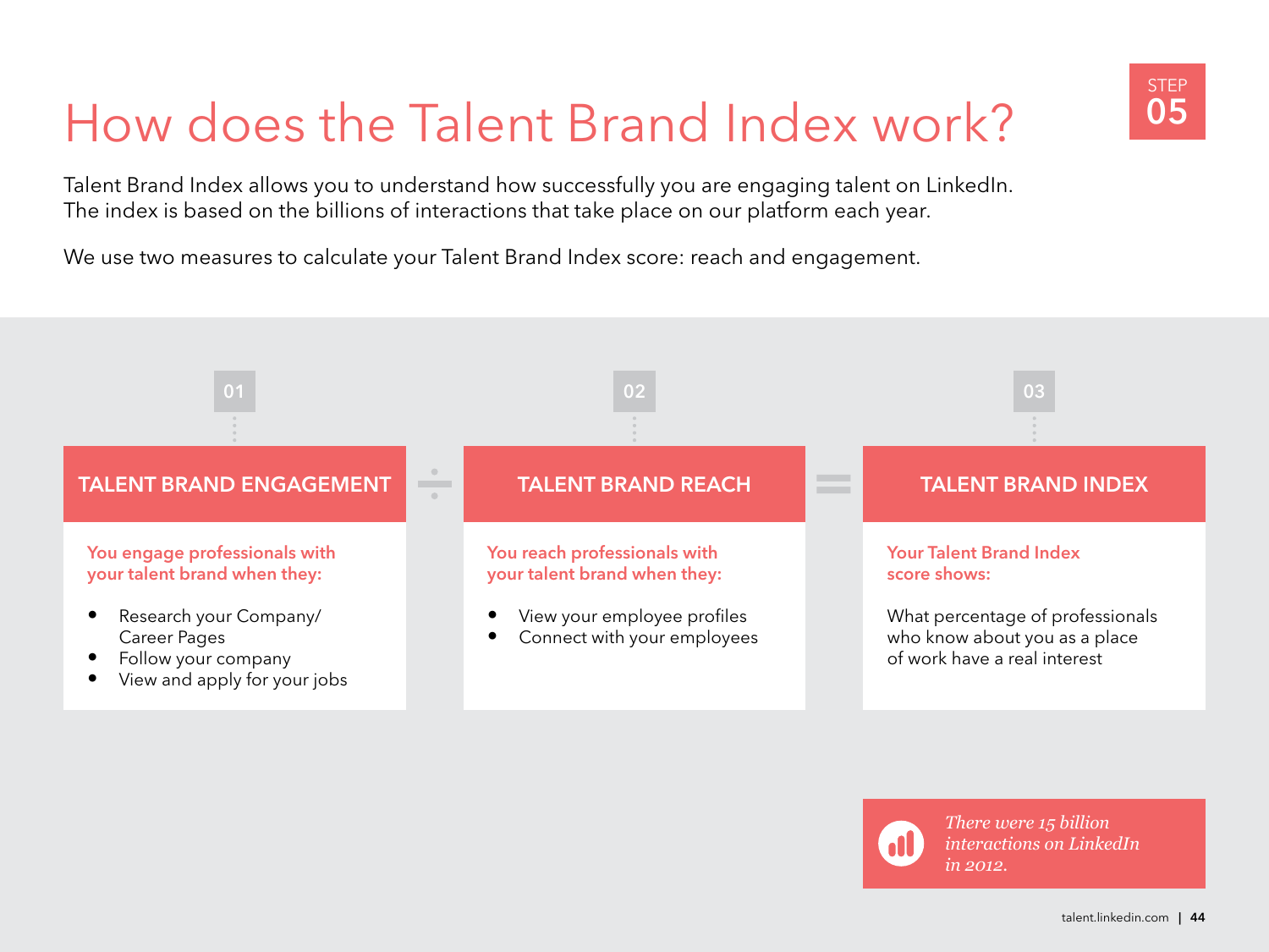STEP 05

# How does the Talent Brand Index work?

Talent Brand Index allows you to understand how successfully you are engaging talent on LinkedIn. The index is based on the billions of interactions that take place on our platform each year.

We use two measures to calculate your Talent Brand Index score: reach and engagement.

01

## TALENT BRAND ENGAGEMENT

**You engage professionals with your talent brand when they:**

- Research your Company/ Career Pages
- Follow your company
- View and apply for your jobs

÷

02

## TALENT BRAND REACH

**You reach professionals with your talent brand when they:**

- View your employee profiles
- Connect with your employees

=

03

## TALENT BRAND INDEX

**Your Talent Brand Index score shows:**

What percentage of professionals who know about you as a place of work have a real interest

*There were 15 billion interactions on LinkedIn in 2012.*

talent.linkedin.com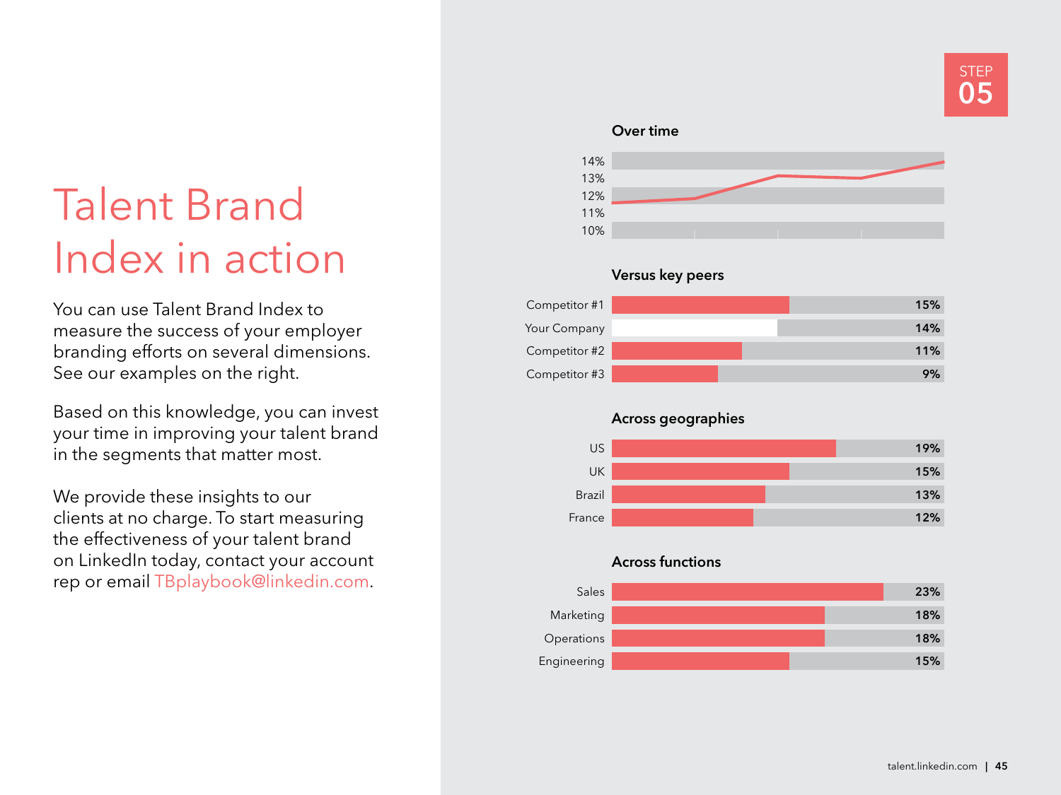STEP 05

# Talent Brand Index in action

You can use Talent Brand Index to measure the success of your employer branding efforts on several dimensions. See our examples on the right.

Based on this knowledge, you can invest your time in improving your talent brand in the segments that matter most.

We provide these insights to our clients at no charge. To start measuring the effectiveness of your talent brand on LinkedIn today, contact your account rep or email TBplaybook@linkedin.com.

### Over time

14%
13%
12%
11%
10%

### Versus key peers

| | |
|---|---|
| Competitor #1 | 15% |
| Your Company | 14% |
| Competitor #2 | 11% |
| Competitor #3 | 9% |

### Across geographies

| | |
|---|---|
| US | 19% |
| UK | 15% |
| Brazil | 13% |
| France | 12% |

### Across functions

| | |
|---|---|
| Sales | 23% |
| Marketing | 18% |
| Operations | 18% |
| Engineering | 15% |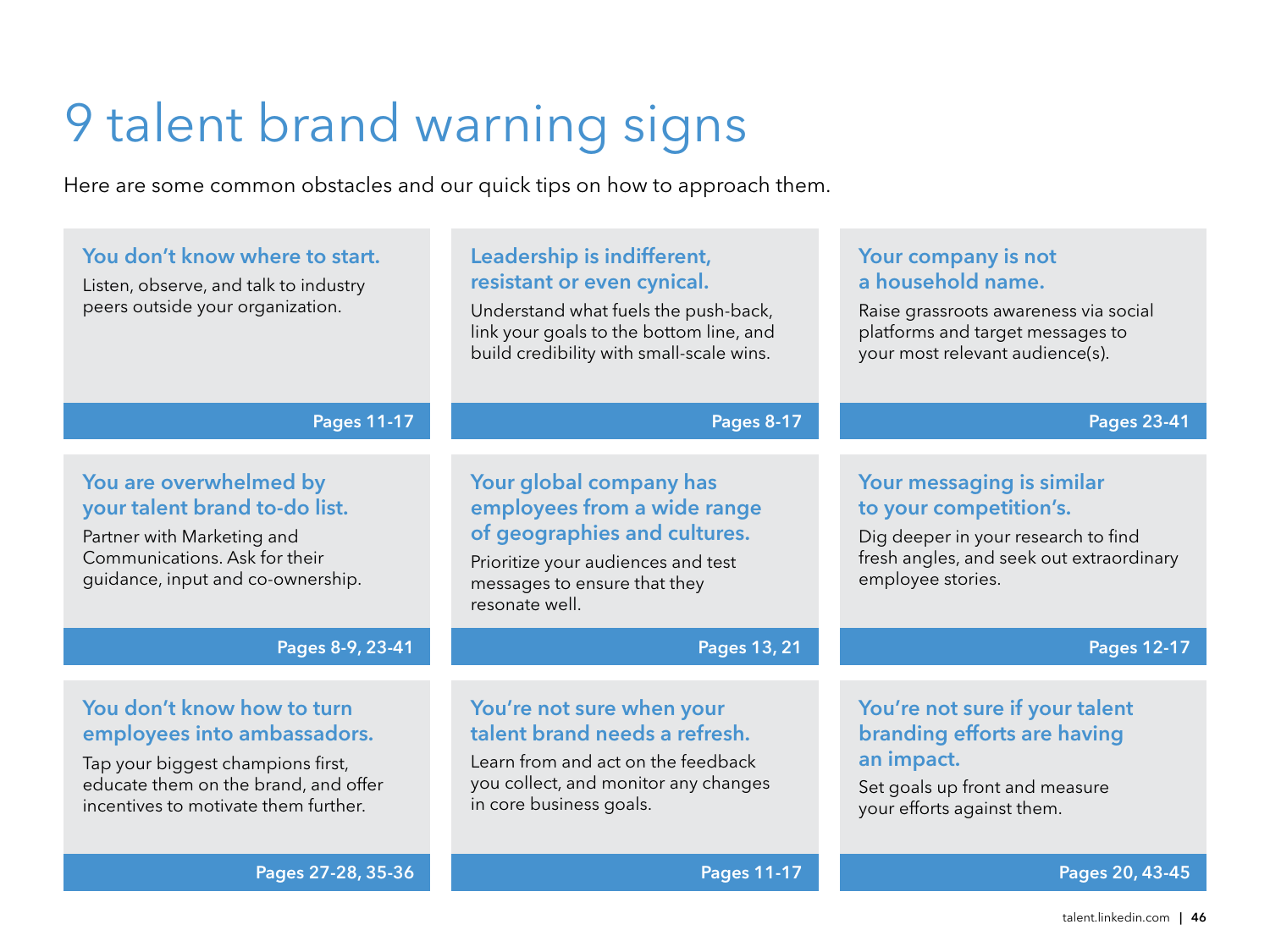# 9 talent brand warning signs

Here are some common obstacles and our quick tips on how to approach them.

### You don't know where to start.

Listen, observe, and talk to industry peers outside your organization.

**Pages 11-17**

### Leadership is indifferent, resistant or even cynical.

Understand what fuels the push-back, link your goals to the bottom line, and build credibility with small-scale wins.

**Pages 8-17**

### Your company is not a household name.

Raise grassroots awareness via social platforms and target messages to your most relevant audience(s).

**Pages 23-41**

### You are overwhelmed by your talent brand to-do list.

Partner with Marketing and Communications. Ask for their guidance, input and co-ownership.

**Pages 8-9, 23-41**

### Your global company has employees from a wide range of geographies and cultures.

Prioritize your audiences and test messages to ensure that they resonate well.

**Pages 13, 21**

### Your messaging is similar to your competition's.

Dig deeper in your research to find fresh angles, and seek out extraordinary employee stories.

**Pages 12-17**

### You don't know how to turn employees into ambassadors.

Tap your biggest champions first, educate them on the brand, and offer incentives to motivate them further.

**Pages 27-28, 35-36**

### You're not sure when your talent brand needs a refresh.

Learn from and act on the feedback you collect, and monitor any changes in core business goals.

**Pages 11-17**

### You're not sure if your talent branding efforts are having an impact.

Set goals up front and measure your efforts against them.

**Pages 20, 43-45**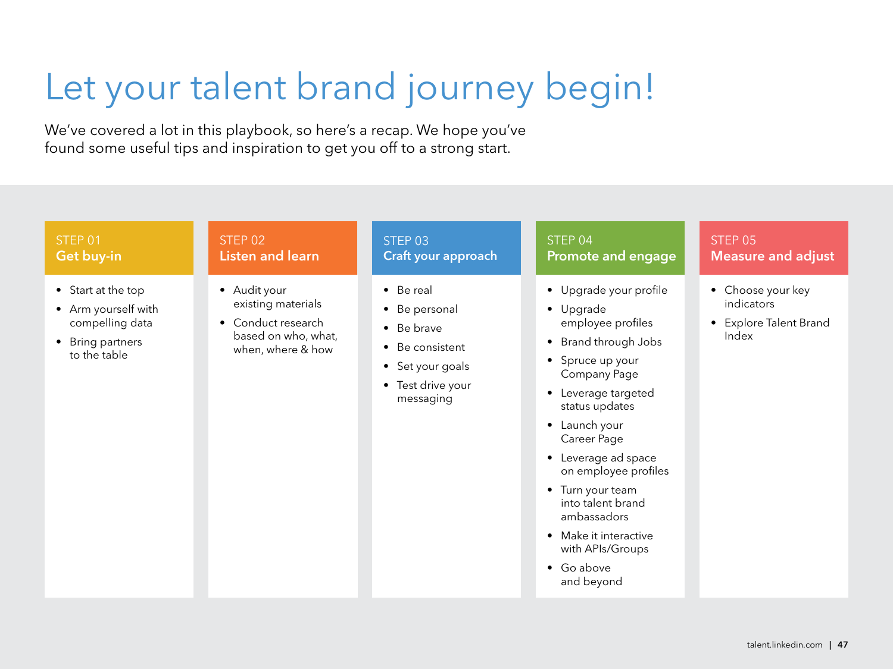# Let your talent brand journey begin!

We've covered a lot in this playbook, so here's a recap. We hope you've found some useful tips and inspiration to get you off to a strong start.

## STEP 01 **Get buy-in**

- Start at the top
- Arm yourself with compelling data
- Bring partners to the table

## STEP 02 **Listen and learn**

- Audit your existing materials
- Conduct research based on who, what, when, where & how

## STEP 03 **Craft your approach**

- Be real
- Be personal
- Be brave
- Be consistent
- Set your goals
- Test drive your messaging

## STEP 04 **Promote and engage**

- Upgrade your profile
- Upgrade employee profiles
- Brand through Jobs
- Spruce up your Company Page
- Leverage targeted status updates
- Launch your Career Page
- Leverage ad space on employee profiles
- Turn your team into talent brand ambassadors
- Make it interactive with APIs/Groups
- Go above and beyond

## STEP 05 **Measure and adjust**

- Choose your key indicators
- Explore Talent Brand Index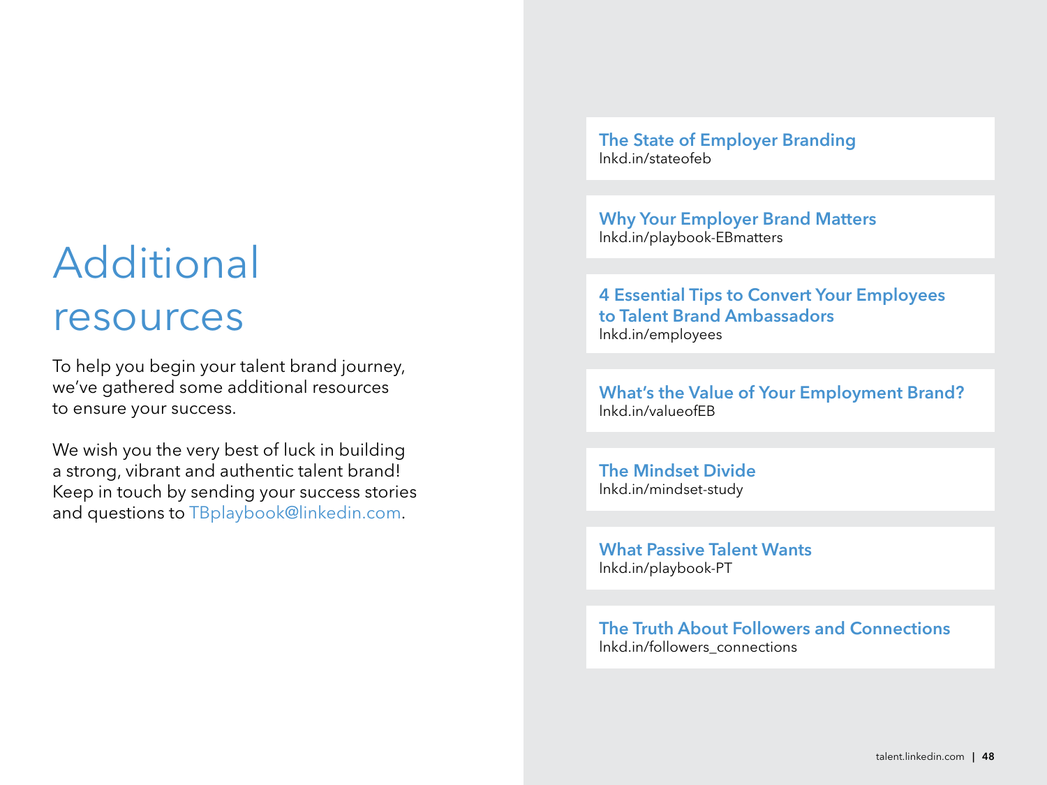# Additional resources

To help you begin your talent brand journey, we've gathered some additional resources to ensure your success.

We wish you the very best of luck in building a strong, vibrant and authentic talent brand! Keep in touch by sending your success stories and questions to TBplaybook@linkedin.com.

**The State of Employer Branding**
lnkd.in/stateofeb

**Why Your Employer Brand Matters**
lnkd.in/playbook-EBmatters

**4 Essential Tips to Convert Your Employees to Talent Brand Ambassadors**
lnkd.in/employees

**What's the Value of Your Employment Brand?**
lnkd.in/valueofEB

**The Mindset Divide**
lnkd.in/mindset-study

**What Passive Talent Wants**
lnkd.in/playbook-PT

**The Truth About Followers and Connections**
lnkd.in/followers_connections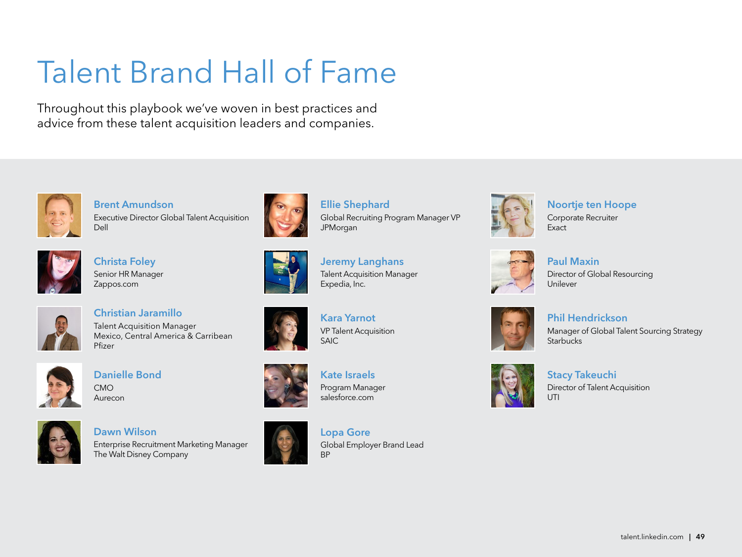# Talent Brand Hall of Fame

Throughout this playbook we've woven in best practices and advice from these talent acquisition leaders and companies.

**Brent Amundson**
Executive Director Global Talent Acquisition
Dell

**Christa Foley**
Senior HR Manager
Zappos.com

**Christian Jaramillo**
Talent Acquisition Manager
Mexico, Central America & Carribean
Pfizer

**Danielle Bond**
CMO
Aurecon

**Dawn Wilson**
Enterprise Recruitment Marketing Manager
The Walt Disney Company

**Ellie Shephard**
Global Recruiting Program Manager VP
JPMorgan

**Jeremy Langhans**
Talent Acquisition Manager
Expedia, Inc.

**Kara Yarnot**
VP Talent Acquisition
SAIC

**Kate Israels**
Program Manager
salesforce.com

**Lopa Gore**
Global Employer Brand Lead
BP

**Noortje ten Hoope**
Corporate Recruiter
Exact

**Paul Maxin**
Director of Global Resourcing
Unilever

**Phil Hendrickson**
Manager of Global Talent Sourcing Strategy
Starbucks

**Stacy Takeuchi**
Director of Talent Acquisition
UTI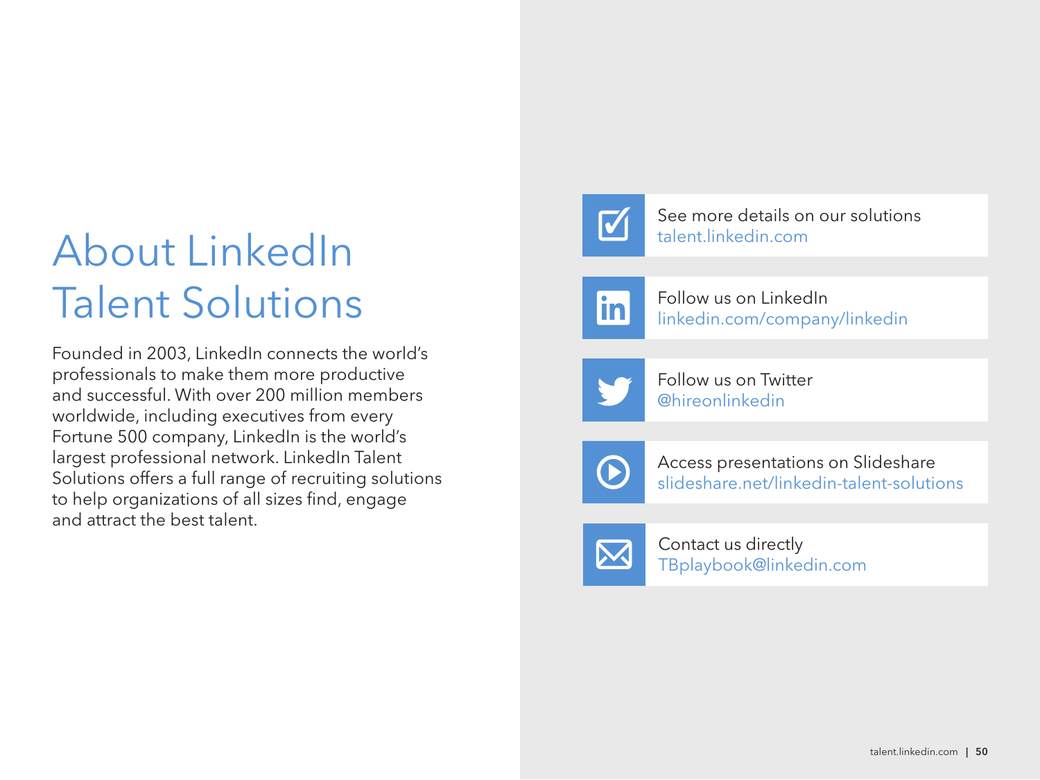# About LinkedIn Talent Solutions

Founded in 2003, LinkedIn connects the world's professionals to make them more productive and successful. With over 200 million members worldwide, including executives from every Fortune 500 company, LinkedIn is the world's largest professional network. LinkedIn Talent Solutions offers a full range of recruiting solutions to help organizations of all sizes find, engage and attract the best talent.

See more details on our solutions
talent.linkedin.com

Follow us on LinkedIn
linkedin.com/company/linkedin

Follow us on Twitter
@hireonlinkedin

Access presentations on Slideshare
slideshare.net/linkedin-talent-solutions

Contact us directly
TBplaybook@linkedin.com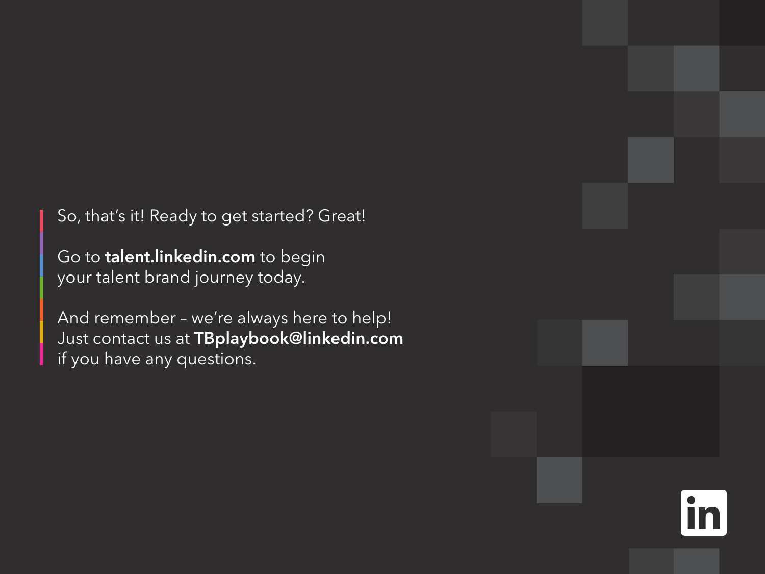So, that's it! Ready to get started? Great!

Go to **talent.linkedin.com** to begin your talent brand journey today.

And remember – we're always here to help! Just contact us at **TBplaybook@linkedin.com** if you have any questions.